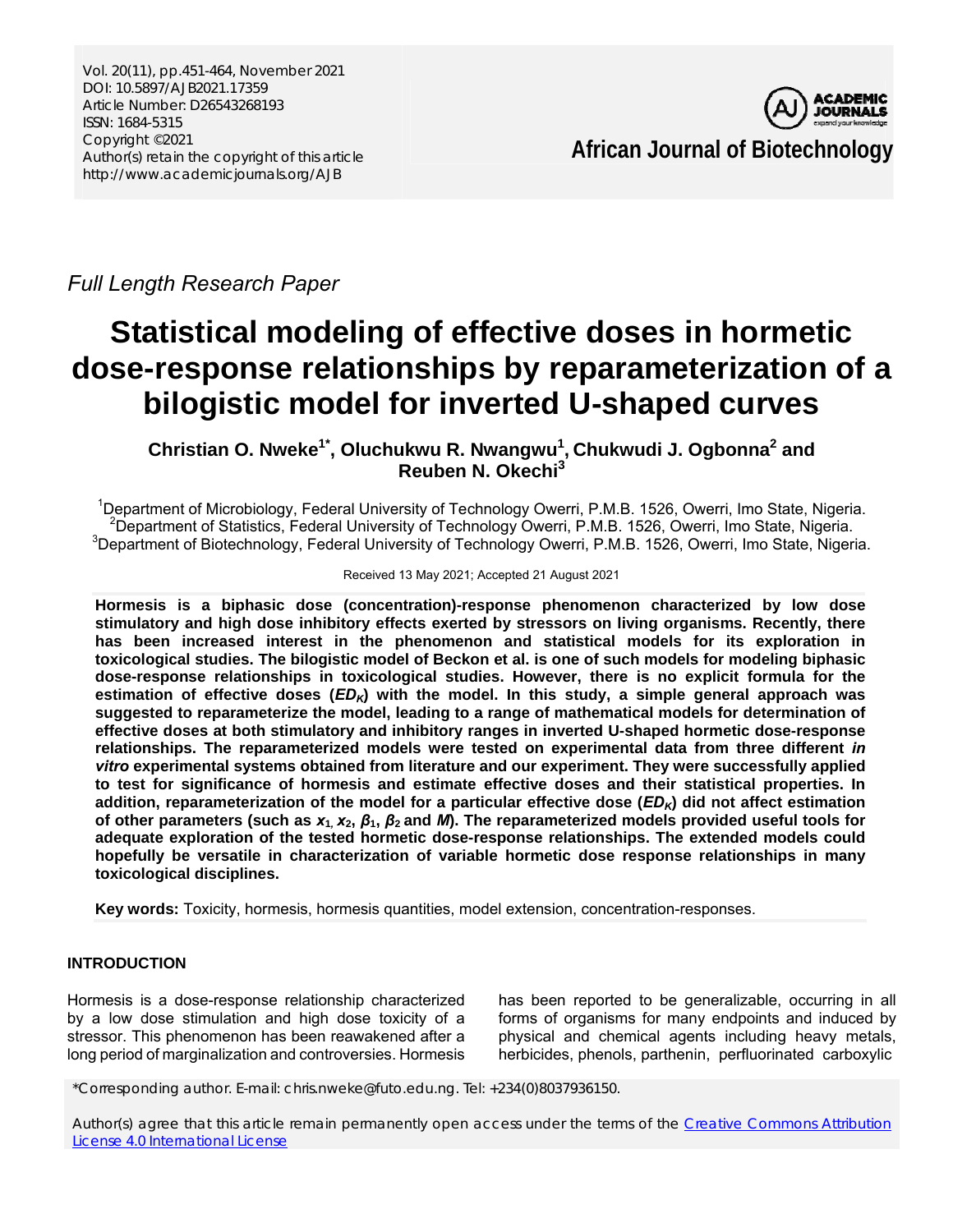*Full Length Research Paper*

# Statistical modeling of effective doses in hormetic dose-response relationships by reparameterization of a bilogistic model for inverted U-shaped curves

**Christian O. Nweke[1*], Oluchukwu R. Nwangwu[1], Chukwudi J. Ogbonna[2] and Reuben N. Okechi[3]**

[1]Department of Microbiology, Federal University of Technology Owerri, P.M.B. 1526, Owerri, Imo State, Nigeria.
[2]Department of Statistics, Federal University of Technology Owerri, P.M.B. 1526, Owerri, Imo State, Nigeria.
[3]Department of Biotechnology, Federal University of Technology Owerri, P.M.B. 1526, Owerri, Imo State, Nigeria.

Received 13 May 2021; Accepted 21 August 2021

**Hormesis is a biphasic dose (concentration)-response phenomenon characterized by low dose stimulatory and high dose inhibitory effects exerted by stressors on living organisms. Recently, there has been increased interest in the phenomenon and statistical models for its exploration in toxicological studies. The bilogistic model of Beckon et al. is one of such models for modeling biphasic dose-response relationships in toxicological studies. However, there is no explicit formula for the estimation of effective doses ($ED_K$) with the model. In this study, a simple general approach was suggested to reparameterize the model, leading to a range of mathematical models for determination of effective doses at both stimulatory and inhibitory ranges in inverted U-shaped hormetic dose-response relationships. The reparameterized models were tested on experimental data from three different *in vitro* experimental systems obtained from literature and our experiment. They were successfully applied to test for significance of hormesis and estimate effective doses and their statistical properties. In addition, reparameterization of the model for a particular effective dose ($ED_K$) did not affect estimation of other parameters (such as $x_1$, $x_2$, $\beta_1$, $\beta_2$ and $M$). The reparameterized models provided useful tools for adequate exploration of the tested hormetic dose-response relationships. The extended models could hopefully be versatile in characterization of variable hormetic dose response relationships in many toxicological disciplines.**

**Key words:** Toxicity, hormesis, hormesis quantities, model extension, concentration-responses.

## INTRODUCTION

Hormesis is a dose-response relationship characterized by a low dose stimulation and high dose toxicity of a stressor. This phenomenon has been reawakened after a long period of marginalization and controversies. Hormesis has been reported to be generalizable, occurring in all forms of organisms for many endpoints and induced by physical and chemical agents including heavy metals, herbicides, phenols, parthenin, perfluorinated carboxylic

*Corresponding author. E-mail: chris.nweke@futo.edu.ng. Tel: +234(0)8037936150.

Author(s) agree that this article remain permanently open access under the terms of the Creative Commons Attribution License 4.0 International License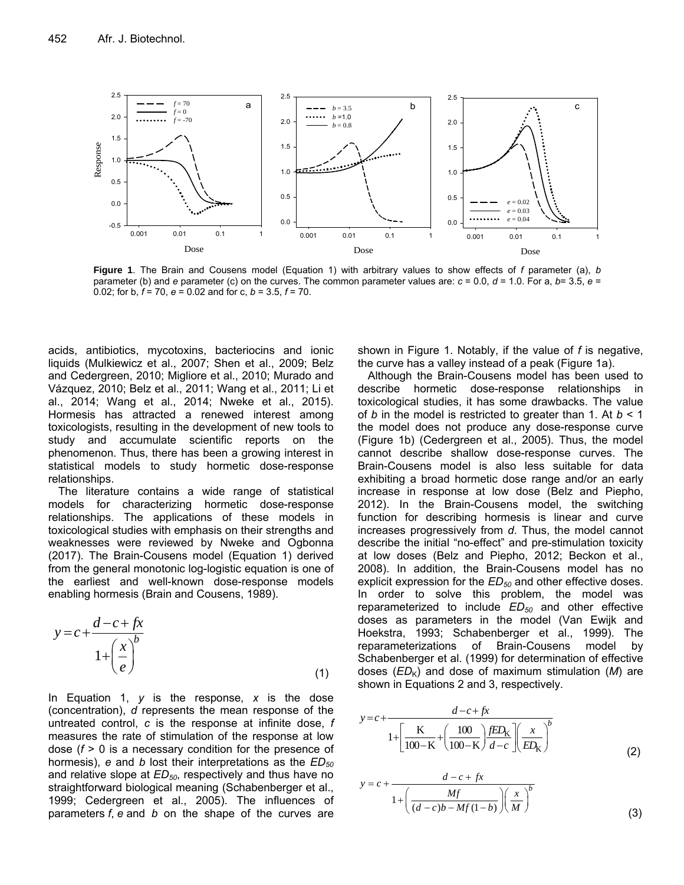**Figure 1**. The Brain and Cousens model (Equation 1) with arbitrary values to show effects of *f* parameter (a), *b* parameter (b) and *e* parameter (c) on the curves. The common parameter values are: $c = 0.0$, $d = 1.0$. For a, $b = 3.5$, $e = 0.02$; for b, $f = 70$, $e = 0.02$ and for c, $b = 3.5$, $f = 70$.

acids, antibiotics, mycotoxins, bacteriocins and ionic liquids (Mulkiewicz et al., 2007; Shen et al., 2009; Belz and Cedergreen, 2010; Migliore et al., 2010; Murado and Vázquez, 2010; Belz et al., 2011; Wang et al., 2011; Li et al., 2014; Wang et al., 2014; Nweke et al., 2015). Hormesis has attracted a renewed interest among toxicologists, resulting in the development of new tools to study and accumulate scientific reports on the phenomenon. Thus, there has been a growing interest in statistical models to study hormetic dose-response relationships.

The literature contains a wide range of statistical models for characterizing hormetic dose-response relationships. The applications of these models in toxicological studies with emphasis on their strengths and weaknesses were reviewed by Nweke and Ogbonna (2017). The Brain-Cousens model (Equation 1) derived from the general monotonic log-logistic equation is one of the earliest and well-known dose-response models enabling hormesis (Brain and Cousens, 1989).

$$y = c + \frac{d - c + fx}{1 + \left(\frac{x}{e}\right)^{b}} \tag{1}$$

In Equation 1, $y$ is the response, $x$ is the dose (concentration), $d$ represents the mean response of the untreated control, $c$ is the response at infinite dose, $f$ measures the rate of stimulation of the response at low dose ($f > 0$ is a necessary condition for the presence of hormesis), $e$ and $b$ lost their interpretations as the $ED_{50}$ and relative slope at $ED_{50}$, respectively and thus have no straightforward biological meaning (Schabenberger et al., 1999; Cedergreen et al., 2005). The influences of parameters $f$, $e$ and $b$ on the shape of the curves are shown in Figure 1. Notably, if the value of $f$ is negative, the curve has a valley instead of a peak (Figure 1a).

Although the Brain-Cousens model has been used to describe hormetic dose-response relationships in toxicological studies, it has some drawbacks. The value of $b$ in the model is restricted to greater than 1. At $b < 1$ the model does not produce any dose-response curve (Figure 1b) (Cedergreen et al., 2005). Thus, the model cannot describe shallow dose-response curves. The Brain-Cousens model is also less suitable for data exhibiting a broad hormetic dose range and/or an early increase in response at low dose (Belz and Piepho, 2012). In the Brain-Cousens model, the switching function for describing hormesis is linear and curve increases progressively from $d$. Thus, the model cannot describe the initial "no-effect" and pre-stimulation toxicity at low doses (Belz and Piepho, 2012; Beckon et al., 2008). In addition, the Brain-Cousens model has no explicit expression for the $ED_{50}$ and other effective doses. In order to solve this problem, the model was reparameterized to include $ED_{50}$ and other effective doses as parameters in the model (Van Ewijk and Hoekstra, 1993; Schabenberger et al., 1999). The reparameterizations of Brain-Cousens model by Schabenberger et al. (1999) for determination of effective doses ($ED_K$) and dose of maximum stimulation ($M$) are shown in Equations 2 and 3, respectively.

$$y = c + \frac{d - c + fx}{1 + \left[\frac{K}{100 - K} + \left(\frac{100}{100 - K}\right)\frac{fED_K}{d - c}\right]\left(\frac{x}{ED_K}\right)^{b}} \tag{2}$$

$$y = c + \frac{d - c + fx}{1 + \left(\frac{Mf}{(d - c)b - Mf(1 - b)}\right)\left(\frac{x}{M}\right)^{b}} \tag{3}$$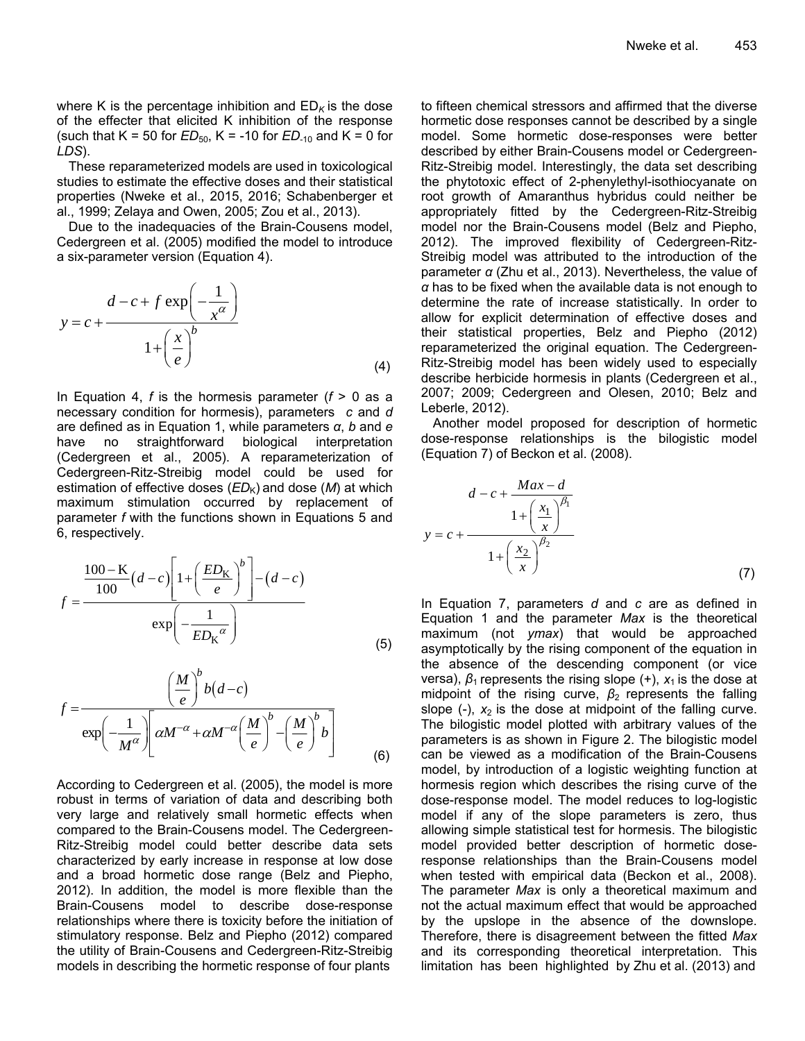where K is the percentage inhibition and $ED_K$ is the dose of the effecter that elicited K inhibition of the response (such that K = 50 for $ED_{50}$, K = -10 for $ED_{-10}$ and K = 0 for *LDS*).

These reparameterized models are used in toxicological studies to estimate the effective doses and their statistical properties (Nweke et al., 2015, 2016; Schabenberger et al., 1999; Zelaya and Owen, 2005; Zou et al., 2013).

Due to the inadequacies of the Brain-Cousens model, Cedergreen et al. (2005) modified the model to introduce a six-parameter version (Equation 4).

$$y = c + \frac{d - c + f\exp\left(-\frac{1}{x^{\alpha}}\right)}{1 + \left(\frac{x}{e}\right)^{b}} \quad (4)$$

In Equation 4, *f* is the hormesis parameter (*f* > 0 as a necessary condition for hormesis), parameters *c* and *d* are defined as in Equation 1, while parameters *α*, *b* and *e* have no straightforward biological interpretation (Cedergreen et al., 2005). A reparameterization of Cedergreen-Ritz-Streibig model could be used for estimation of effective doses ($ED_K$) and dose (*M*) at which maximum stimulation occurred by replacement of parameter *f* with the functions shown in Equations 5 and 6, respectively.

$$f = \frac{\frac{100-\mathrm{K}}{100}(d-c)\left[1+\left(\frac{ED_{\mathrm{K}}}{e}\right)^{b}\right]-(d-c)}{\exp\left(-\frac{1}{ED_{\mathrm{K}}{}^{\alpha}}\right)} \quad (5)$$

$$f = \frac{\left(\frac{M}{e}\right)^{b} b(d-c)}{\exp\left(-\frac{1}{M^{\alpha}}\right)\left[\alpha M^{-\alpha} + \alpha M^{-\alpha}\left(\frac{M}{e}\right)^{b} - \left(\frac{M}{e}\right)^{b} b\right]} \quad (6)$$

According to Cedergreen et al. (2005), the model is more robust in terms of variation of data and describing both very large and relatively small hormetic effects when compared to the Brain-Cousens model. The Cedergreen-Ritz-Streibig model could better describe data sets characterized by early increase in response at low dose and a broad hormetic dose range (Belz and Piepho, 2012). In addition, the model is more flexible than the Brain-Cousens model to describe dose-response relationships where there is toxicity before the initiation of stimulatory response. Belz and Piepho (2012) compared the utility of Brain-Cousens and Cedergreen-Ritz-Streibig models in describing the hormetic response of four plants to fifteen chemical stressors and affirmed that the diverse hormetic dose responses cannot be described by a single model. Some hormetic dose-responses were better described by either Brain-Cousens model or Cedergreen-Ritz-Streibig model. Interestingly, the data set describing the phytotoxic effect of 2-phenylethyl-isothiocyanate on root growth of Amaranthus hybridus could neither be appropriately fitted by the Cedergreen-Ritz-Streibig model nor the Brain-Cousens model (Belz and Piepho, 2012). The improved flexibility of Cedergreen-Ritz-Streibig model was attributed to the introduction of the parameter *α* (Zhu et al., 2013). Nevertheless, the value of *α* has to be fixed when the available data is not enough to determine the rate of increase statistically. In order to allow for explicit determination of effective doses and their statistical properties, Belz and Piepho (2012) reparameterized the original equation. The Cedergreen-Ritz-Streibig model has been widely used to especially describe herbicide hormesis in plants (Cedergreen et al., 2007; 2009; Cedergreen and Olesen, 2010; Belz and Leberle, 2012).

Another model proposed for description of hormetic dose-response relationships is the bilogistic model (Equation 7) of Beckon et al. (2008).

$$y = c + \frac{d - c + \frac{Max - d}{1 + \left(\frac{x_1}{x}\right)^{\beta_1}}}{1 + \left(\frac{x_2}{x}\right)^{\beta_2}} \quad (7)$$

In Equation 7, parameters *d* and *c* are as defined in Equation 1 and the parameter *Max* is the theoretical maximum (not *ymax*) that would be approached asymptotically by the rising component of the equation in the absence of the descending component (or vice versa), $\beta_1$ represents the rising slope (+), $x_1$ is the dose at midpoint of the rising curve, $\beta_2$ represents the falling slope (-), $x_2$ is the dose at midpoint of the falling curve. The bilogistic model plotted with arbitrary values of the parameters is as shown in Figure 2. The bilogistic model can be viewed as a modification of the Brain-Cousens model, by introduction of a logistic weighting function at hormesis region which describes the rising curve of the dose-response model. The model reduces to log-logistic model if any of the slope parameters is zero, thus allowing simple statistical test for hormesis. The bilogistic model provided better description of hormetic dose-response relationships than the Brain-Cousens model when tested with empirical data (Beckon et al., 2008). The parameter *Max* is only a theoretical maximum and not the actual maximum effect that would be approached by the upslope in the absence of the downslope. Therefore, there is disagreement between the fitted *Max* and its corresponding theoretical interpretation. This limitation has been highlighted by Zhu et al. (2013) and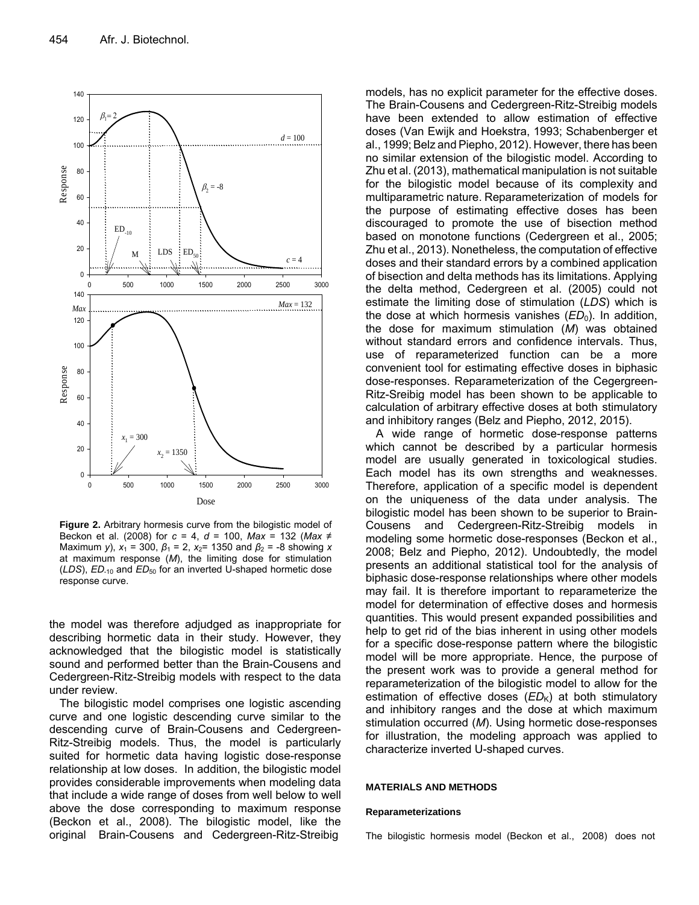**Figure 2.** Arbitrary hormesis curve from the bilogistic model of Beckon et al. (2008) for $c$ = 4, $d$ = 100, $Max$ = 132 ($Max \neq$ Maximum $y$), $x_1$ = 300, $\beta_1$ = 2, $x_2$= 1350 and $\beta_2$ = -8 showing $x$ at maximum response ($M$), the limiting dose for stimulation ($LDS$), $ED_{-10}$ and $ED_{50}$ for an inverted U-shaped hormetic dose response curve.

the model was therefore adjudged as inappropriate for describing hormetic data in their study. However, they acknowledged that the bilogistic model is statistically sound and performed better than the Brain-Cousens and Cedergreen-Ritz-Streibig models with respect to the data under review.

The bilogistic model comprises one logistic ascending curve and one logistic descending curve similar to the descending curve of Brain-Cousens and Cedergreen-Ritz-Streibig models. Thus, the model is particularly suited for hormetic data having logistic dose-response relationship at low doses. In addition, the bilogistic model provides considerable improvements when modeling data that include a wide range of doses from well below to well above the dose corresponding to maximum response (Beckon et al., 2008). The bilogistic model, like the original Brain-Cousens and Cedergreen-Ritz-Streibig models, has no explicit parameter for the effective doses. The Brain-Cousens and Cedergreen-Ritz-Streibig models have been extended to allow estimation of effective doses (Van Ewijk and Hoekstra, 1993; Schabenberger et al., 1999; Belz and Piepho, 2012). However, there has been no similar extension of the bilogistic model. According to Zhu et al. (2013), mathematical manipulation is not suitable for the bilogistic model because of its complexity and multiparametric nature. Reparameterization of models for the purpose of estimating effective doses has been discouraged to promote the use of bisection method based on monotone functions (Cedergreen et al., 2005; Zhu et al., 2013). Nonetheless, the computation of effective doses and their standard errors by a combined application of bisection and delta methods has its limitations. Applying the delta method, Cedergreen et al. (2005) could not estimate the limiting dose of stimulation ($LDS$) which is the dose at which hormesis vanishes ($ED_0$). In addition, the dose for maximum stimulation ($M$) was obtained without standard errors and confidence intervals. Thus, use of reparameterized function can be a more convenient tool for estimating effective doses in biphasic dose-responses. Reparameterization of the Cegergreen-Ritz-Sreibig model has been shown to be applicable to calculation of arbitrary effective doses at both stimulatory and inhibitory ranges (Belz and Piepho, 2012, 2015).

A wide range of hormetic dose-response patterns which cannot be described by a particular hormesis model are usually generated in toxicological studies. Each model has its own strengths and weaknesses. Therefore, application of a specific model is dependent on the uniqueness of the data under analysis. The bilogistic model has been shown to be superior to Brain-Cousens and Cedergreen-Ritz-Streibig models in modeling some hormetic dose-responses (Beckon et al., 2008; Belz and Piepho, 2012). Undoubtedly, the model presents an additional statistical tool for the analysis of biphasic dose-response relationships where other models may fail. It is therefore important to reparameterize the model for determination of effective doses and hormesis quantities. This would present expanded possibilities and help to get rid of the bias inherent in using other models for a specific dose-response pattern where the bilogistic model will be more appropriate. Hence, the purpose of the present work was to provide a general method for reparameterization of the bilogistic model to allow for the estimation of effective doses ($ED_K$) at both stimulatory and inhibitory ranges and the dose at which maximum stimulation occurred ($M$). Using hormetic dose-responses for illustration, the modeling approach was applied to characterize inverted U-shaped curves.

## MATERIALS AND METHODS

### Reparameterizations

The bilogistic hormesis model (Beckon et al., 2008) does not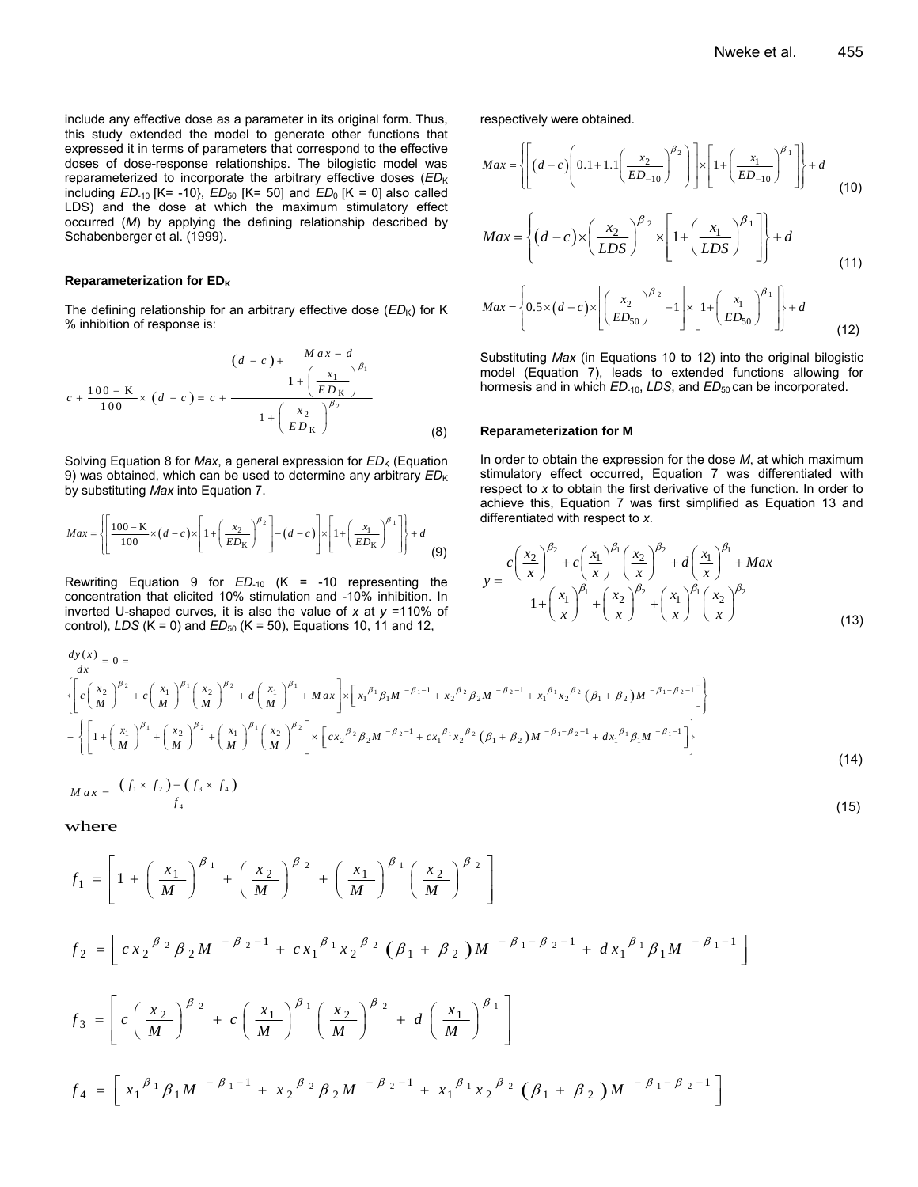include any effective dose as a parameter in its original form. Thus, this study extended the model to generate other functions that expressed it in terms of parameters that correspond to the effective doses of dose-response relationships. The bilogistic model was reparameterized to incorporate the arbitrary effective doses ($ED_K$ including $ED_{-10}$ [K= -10}, $ED_{50}$ [K= 50] and $ED_0$ [K = 0] also called LDS) and the dose at which the maximum stimulatory effect occurred ($M$) by applying the defining relationship described by Schabenberger et al. (1999).

#### Reparameterization for $ED_K$

The defining relationship for an arbitrary effective dose ($ED_K$) for K % inhibition of response is:

$$c + \frac{100 - K}{100} \times (d - c) = c + \frac{(d - c) + \dfrac{Max - d}{1 + \left(\dfrac{x_1}{ED_K}\right)^{\beta_1}}}{1 + \left(\dfrac{x_2}{ED_K}\right)^{\beta_2}} \tag{8}$$

Solving Equation 8 for *Max*, a general expression for $ED_K$ (Equation 9) was obtained, which can be used to determine any arbitrary $ED_K$ by substituting *Max* into Equation 7.

$$Max = \left\{ \left[ \frac{100 - K}{100} \times (d - c) \times \left[ 1 + \left( \frac{x_2}{ED_K} \right)^{\beta_2} \right] - (d - c) \right] \times \left[ 1 + \left( \frac{x_1}{ED_K} \right)^{\beta_1} \right] \right\} + d \tag{9}$$

Rewriting Equation 9 for $ED_{-10}$ (K = -10 representing the concentration that elicited 10% stimulation and -10% inhibition. In inverted U-shaped curves, it is also the value of $x$ at $y$ =110% of control), *LDS* (K = 0) and $ED_{50}$ (K = 50), Equations 10, 11 and 12, respectively were obtained.

$$Max = \left\{ \left[ (d - c) \left( 0.1 + 1.1 \left( \frac{x_2}{ED_{-10}} \right)^{\beta_2} \right) \right] \times \left[ 1 + \left( \frac{x_1}{ED_{-10}} \right)^{\beta_1} \right] \right\} + d \tag{10}$$

$$Max = \left\{ (d - c) \times \left( \frac{x_2}{LDS} \right)^{\beta_2} \times \left[ 1 + \left( \frac{x_1}{LDS} \right)^{\beta_1} \right] \right\} + d \tag{11}$$

$$Max = \left\{ 0.5 \times (d - c) \times \left[ \left( \frac{x_2}{ED_{50}} \right)^{\beta_2} - 1 \right] \times \left[ 1 + \left( \frac{x_1}{ED_{50}} \right)^{\beta_1} \right] \right\} + d \tag{12}$$

Substituting *Max* (in Equations 10 to 12) into the original bilogistic model (Equation 7), leads to extended functions allowing for hormesis and in which $ED_{-10}$, *LDS*, and $ED_{50}$ can be incorporated.

#### Reparameterization for M

In order to obtain the expression for the dose *M*, at which maximum stimulatory effect occurred, Equation 7 was differentiated with respect to $x$ to obtain the first derivative of the function. In order to achieve this, Equation 7 was first simplified as Equation 13 and differentiated with respect to $x$.

$$y = \frac{c\left(\dfrac{x_2}{x}\right)^{\beta_2} + c\left(\dfrac{x_1}{x}\right)^{\beta_1}\left(\dfrac{x_2}{x}\right)^{\beta_2} + d\left(\dfrac{x_1}{x}\right)^{\beta_1} + Max}{1 + \left(\dfrac{x_1}{x}\right)^{\beta_1} + \left(\dfrac{x_2}{x}\right)^{\beta_2} + \left(\dfrac{x_1}{x}\right)^{\beta_1}\left(\dfrac{x_2}{x}\right)^{\beta_2}} \tag{13}$$

$$\frac{dy(x)}{dx} = 0 = \left\{ \left[ c\left(\frac{x_2}{M}\right)^{\beta_2} + c\left(\frac{x_1}{M}\right)^{\beta_1}\left(\frac{x_2}{M}\right)^{\beta_2} + d\left(\frac{x_1}{M}\right)^{\beta_1} + Max \right] \times \left[ x_1^{\beta_1}\beta_1 M^{-\beta_1-1} + x_2^{\beta_2}\beta_2 M^{-\beta_2-1} + x_1^{\beta_1}x_2^{\beta_2}(\beta_1+\beta_2)M^{-\beta_1-\beta_2-1} \right] \right\}$$
$$- \left\{ \left[ 1 + \left(\frac{x_1}{M}\right)^{\beta_1} + \left(\frac{x_2}{M}\right)^{\beta_2} + \left(\frac{x_1}{M}\right)^{\beta_1}\left(\frac{x_2}{M}\right)^{\beta_2} \right] \times \left[ cx_2^{\beta_2}\beta_2 M^{-\beta_2-1} + cx_1^{\beta_1}x_2^{\beta_2}(\beta_1+\beta_2)M^{-\beta_1-\beta_2-1} + dx_1^{\beta_1}\beta_1 M^{-\beta_1-1} \right] \right\} \tag{14}$$

$$Max = \frac{(f_1 \times f_2) - (f_3 \times f_4)}{f_4} \tag{15}$$

where

$$f_1 = \left[ 1 + \left(\frac{x_1}{M}\right)^{\beta_1} + \left(\frac{x_2}{M}\right)^{\beta_2} + \left(\frac{x_1}{M}\right)^{\beta_1}\left(\frac{x_2}{M}\right)^{\beta_2} \right]$$

$$f_2 = \left[ cx_2^{\beta_2}\beta_2 M^{-\beta_2-1} + cx_1^{\beta_1}x_2^{\beta_2}(\beta_1+\beta_2)M^{-\beta_1-\beta_2-1} + dx_1^{\beta_1}\beta_1 M^{-\beta_1-1} \right]$$

$$f_3 = \left[ c\left(\frac{x_2}{M}\right)^{\beta_2} + c\left(\frac{x_1}{M}\right)^{\beta_1}\left(\frac{x_2}{M}\right)^{\beta_2} + d\left(\frac{x_1}{M}\right)^{\beta_1} \right]$$

$$f_4 = \left[ x_1^{\beta_1}\beta_1 M^{-\beta_1-1} + x_2^{\beta_2}\beta_2 M^{-\beta_2-1} + x_1^{\beta_1}x_2^{\beta_2}(\beta_1+\beta_2)M^{-\beta_1-\beta_2-1} \right]$$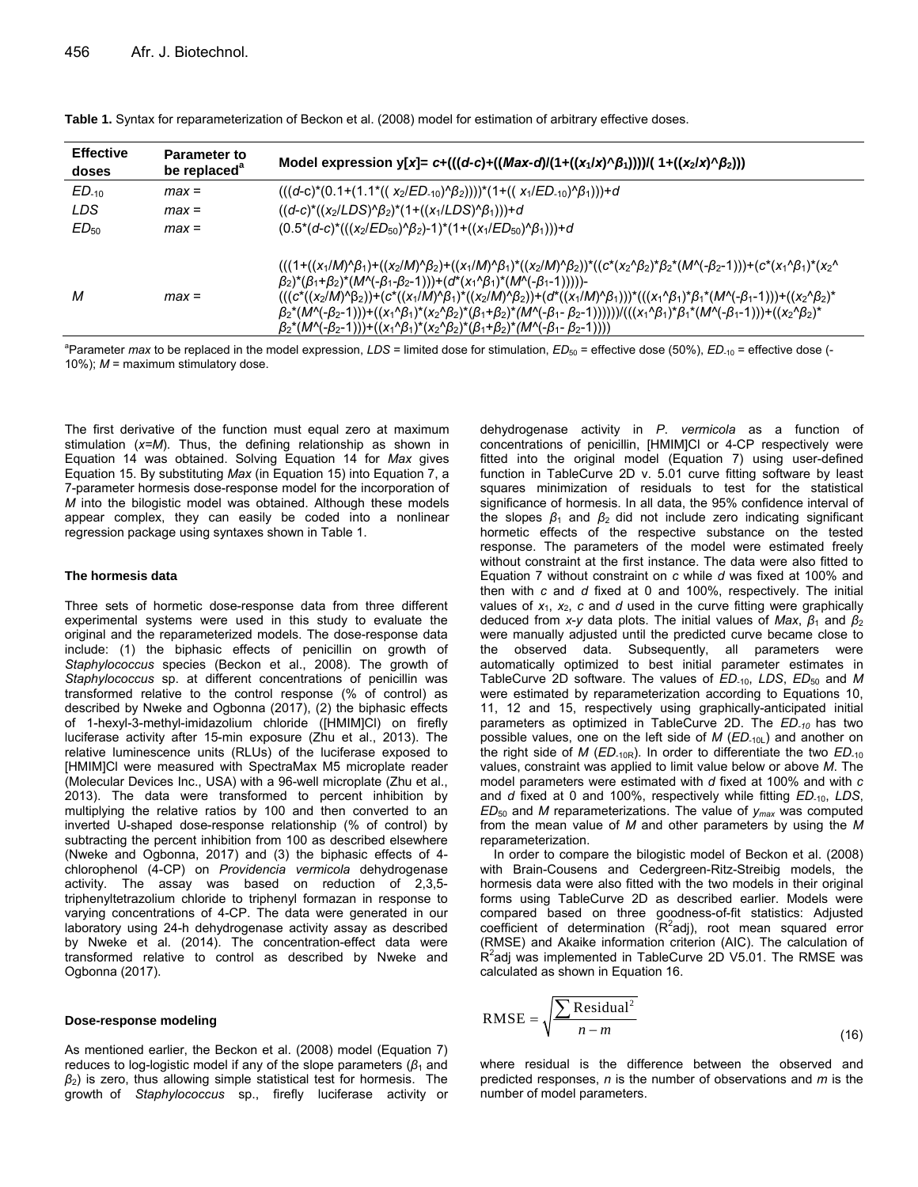**Table 1.** Syntax for reparameterization of Beckon et al. (2008) model for estimation of arbitrary effective doses.

| Effective doses | Parameter to be replaced[a] | Model expression y[x]= c+(((d-c)+((Max-d)/(1+((x1/x)^β1))))/( 1+((x2/x)^β2))) |
|---|---|---|
| $ED_{-10}$ | max = | (((d-c)*(0.1+(1.1*(( x2/ED-10)^β2))))*(1+(( x1/ED-10)^β1)))+d |
| LDS | max = | ((d-c)*((x2/LDS)^β2)*(1+((x1/LDS)^β1)))+d |
| $ED_{50}$ | max = | (0.5*(d-c)*(((x2/ED50)^β2)-1)*(1+((x1/ED50)^β1)))+d |
| M | max = | (((1+((x1/M)^β1)+((x2/M)^β2)+((x1/M)^β1)*((x2/M)^β2))*((c*(x2^β2)*β2*(M^(-β2-1)))+(c*(x1^β1)*(x2^β2)*(β1+β2)*(M^(-β1-β2-1)))+(d*(x1^β1)*(M^(-β1-1)))))-(((c*((x2/M)^β2))+(c*((x1/M)^β1)*((x2/M)^β2))+(d*((x1/M)^β1)))*(((x1^β1)*β1*(M^(-β1-1)))+((x2^β2)*β2*(M^(-β2-1)))+((x1^β1)*(x2^β2)*(β1+β2)*(M^(-β1- β2-1))))))/(((x1^β1)*β1*(M^(-β1-1)))+((x2^β2)*β2*(M^(-β2-1)))+((x1^β1)*(x2^β2)*(β1+β2)*(M^(-β1- β2-1)))) |

[a]Parameter *max* to be replaced in the model expression, *LDS* = limited dose for stimulation, $ED_{50}$ = effective dose (50%), $ED_{-10}$ = effective dose (-10%); *M* = maximum stimulatory dose.

The first derivative of the function must equal zero at maximum stimulation ($x$=$M$). Thus, the defining relationship as shown in Equation 14 was obtained. Solving Equation 14 for *Max* gives Equation 15. By substituting *Max* (in Equation 15) into Equation 7, a 7-parameter hormesis dose-response model for the incorporation of *M* into the bilogistic model was obtained. Although these models appear complex, they can easily be coded into a nonlinear regression package using syntaxes shown in Table 1.

### The hormesis data

Three sets of hormetic dose-response data from three different experimental systems were used in this study to evaluate the original and the reparameterized models. The dose-response data include: (1) the biphasic effects of penicillin on growth of *Staphylococcus* species (Beckon et al., 2008). The growth of *Staphylococcus* sp. at different concentrations of penicillin was transformed relative to the control response (% of control) as described by Nweke and Ogbonna (2017), (2) the biphasic effects of 1-hexyl-3-methyl-imidazolium chloride ([HMIM]Cl) on firefly luciferase activity after 15-min exposure (Zhu et al., 2013). The relative luminescence units (RLUs) of the luciferase exposed to [HMIM]Cl were measured with SpectraMax M5 microplate reader (Molecular Devices Inc., USA) with a 96-well microplate (Zhu et al., 2013). The data were transformed to percent inhibition by multiplying the relative ratios by 100 and then converted to an inverted U-shaped dose-response relationship (% of control) by subtracting the percent inhibition from 100 as described elsewhere (Nweke and Ogbonna, 2017) and (3) the biphasic effects of 4-chlorophenol (4-CP) on *Providencia vermicola* dehydrogenase activity. The assay was based on reduction of 2,3,5-triphenyltetrazolium chloride to triphenyl formazan in response to varying concentrations of 4-CP. The data were generated in our laboratory using 24-h dehydrogenase activity assay as described by Nweke et al. (2014). The concentration-effect data were transformed relative to control as described by Nweke and Ogbonna (2017).

### Dose-response modeling

As mentioned earlier, the Beckon et al. (2008) model (Equation 7) reduces to log-logistic model if any of the slope parameters ($\beta_1$ and $\beta_2$) is zero, thus allowing simple statistical test for hormesis. The growth of *Staphylococcus* sp., firefly luciferase activity or dehydrogenase activity in *P. vermicola* as a function of concentrations of penicillin, [HMIM]Cl or 4-CP respectively were fitted into the original model (Equation 7) using user-defined function in TableCurve 2D v. 5.01 curve fitting software by least squares minimization of residuals to test for the statistical significance of hormesis. In all data, the 95% confidence interval of the slopes $\beta_1$ and $\beta_2$ did not include zero indicating significant hormetic effects of the respective substance on the tested response. The parameters of the model were estimated freely without constraint at the first instance. The data were also fitted to Equation 7 without constraint on $c$ while $d$ was fixed at 100% and then with $c$ and $d$ fixed at 0 and 100%, respectively. The initial values of $x_1$, $x_2$, $c$ and $d$ used in the curve fitting were graphically deduced from $x$-$y$ data plots. The initial values of *Max*, $\beta_1$ and $\beta_2$ were manually adjusted until the predicted curve became close to the observed data. Subsequently, all parameters were automatically optimized to best initial parameter estimates in TableCurve 2D software. The values of $ED_{-10}$, *LDS*, $ED_{50}$ and *M* were estimated by reparameterization according to Equations 10, 11, 12 and 15, respectively using graphically-anticipated initial parameters as optimized in TableCurve 2D. The $ED_{-10}$ has two possible values, one on the left side of *M* ($ED_{-10L}$) and another on the right side of *M* ($ED_{-10R}$). In order to differentiate the two $ED_{-10}$ values, constraint was applied to limit value below or above *M*. The model parameters were estimated with $d$ fixed at 100% and with $c$ and $d$ fixed at 0 and 100%, respectively while fitting $ED_{-10}$, *LDS*, $ED_{50}$ and *M* reparameterizations. The value of $y_{max}$ was computed from the mean value of *M* and other parameters by using the *M* reparameterization.

In order to compare the bilogistic model of Beckon et al. (2008) with Brain-Cousens and Cedergreen-Ritz-Streibig models, the hormesis data were also fitted with the two models in their original forms using TableCurve 2D as described earlier. Models were compared based on three goodness-of-fit statistics: Adjusted coefficient of determination ($R^2$adj), root mean squared error (RMSE) and Akaike information criterion (AIC). The calculation of $R^2$adj was implemented in TableCurve 2D V5.01. The RMSE was calculated as shown in Equation 16.

$$\text{RMSE} = \sqrt{\frac{\sum \text{Residual}^2}{n - m}} \quad (16)$$

where residual is the difference between the observed and predicted responses, $n$ is the number of observations and $m$ is the number of model parameters.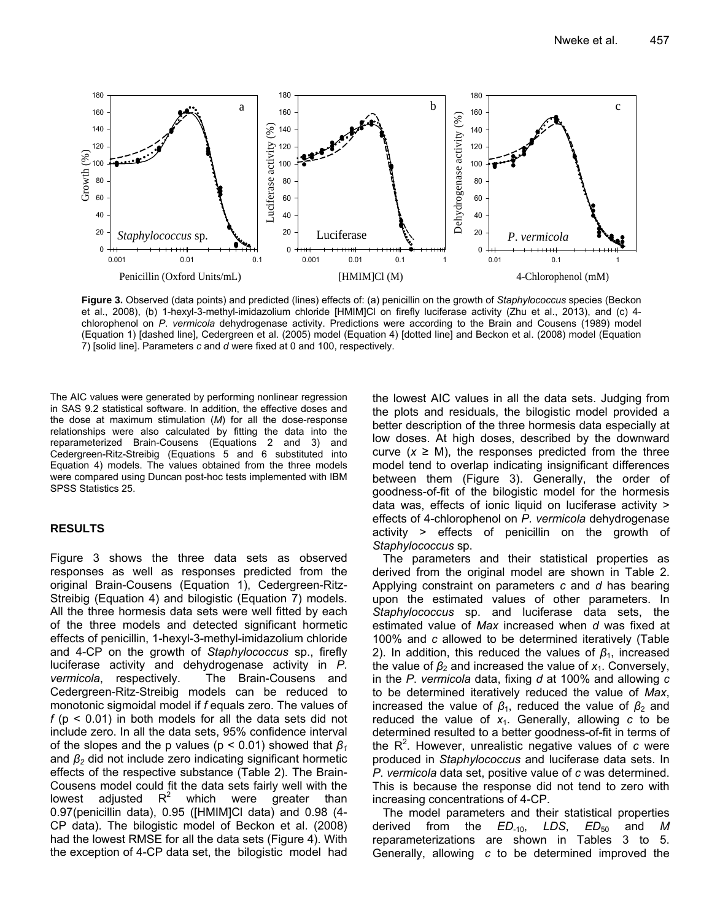**Figure 3.** Observed (data points) and predicted (lines) effects of: (a) penicillin on the growth of *Staphylococcus* species (Beckon et al., 2008), (b) 1-hexyl-3-methyl-imidazolium chloride [HMIM]Cl on firefly luciferase activity (Zhu et al., 2013), and (c) 4-chlorophenol on *P. vermicola* dehydrogenase activity. Predictions were according to the Brain and Cousens (1989) model (Equation 1) [dashed line], Cedergreen et al. (2005) model (Equation 4) [dotted line] and Beckon et al. (2008) model (Equation 7) [solid line]. Parameters *c* and *d* were fixed at 0 and 100, respectively.

The AIC values were generated by performing nonlinear regression in SAS 9.2 statistical software. In addition, the effective doses and the dose at maximum stimulation (*M*) for all the dose-response relationships were also calculated by fitting the data into the reparameterized Brain-Cousens (Equations 2 and 3) and Cedergreen-Ritz-Streibig (Equations 5 and 6 substituted into Equation 4) models. The values obtained from the three models were compared using Duncan post-hoc tests implemented with IBM SPSS Statistics 25.

## RESULTS

Figure 3 shows the three data sets as observed responses as well as responses predicted from the original Brain-Cousens (Equation 1), Cedergreen-Ritz-Streibig (Equation 4) and bilogistic (Equation 7) models. All the three hormesis data sets were well fitted by each of the three models and detected significant hormetic effects of penicillin, 1-hexyl-3-methyl-imidazolium chloride and 4-CP on the growth of *Staphylococcus* sp., firefly luciferase activity and dehydrogenase activity in *P. vermicola*, respectively. The Brain-Cousens and Cedergreen-Ritz-Streibig models can be reduced to monotonic sigmoidal model if *f* equals zero. The values of *f* ($p < 0.01$) in both models for all the data sets did not include zero. In all the data sets, 95% confidence interval of the slopes and the p values ($p < 0.01$) showed that $\beta_1$ and $\beta_2$ did not include zero indicating significant hormetic effects of the respective substance (Table 2). The Brain-Cousens model could fit the data sets fairly well with the lowest adjusted $R^2$ which were greater than 0.97(penicillin data), 0.95 ([HMIM]Cl data) and 0.98 (4-CP data). The bilogistic model of Beckon et al. (2008) had the lowest RMSE for all the data sets (Figure 4). With the exception of 4-CP data set, the bilogistic model had the lowest AIC values in all the data sets. Judging from the plots and residuals, the bilogistic model provided a better description of the three hormesis data especially at low doses. At high doses, described by the downward curve ($x \geq$ M), the responses predicted from the three model tend to overlap indicating insignificant differences between them (Figure 3). Generally, the order of goodness-of-fit of the bilogistic model for the hormesis data was, effects of ionic liquid on luciferase activity > effects of 4-chlorophenol on *P. vermicola* dehydrogenase activity > effects of penicillin on the growth of *Staphylococcus* sp.

The parameters and their statistical properties as derived from the original model are shown in Table 2. Applying constraint on parameters *c* and *d* has bearing upon the estimated values of other parameters. In *Staphylococcus* sp. and luciferase data sets, the estimated value of *Max* increased when *d* was fixed at 100% and *c* allowed to be determined iteratively (Table 2). In addition, this reduced the values of $\beta_1$, increased the value of $\beta_2$ and increased the value of $x_1$. Conversely, in the *P. vermicola* data, fixing *d* at 100% and allowing *c* to be determined iteratively increased the value of *Max*, increased the value of $\beta_1$, reduced the value of $\beta_2$ and reduced the value of $x_1$. Generally, allowing *c* to be determined resulted to a better goodness-of-fit in terms of the $R^2$. However, unrealistic negative values of *c* were produced in *Staphylococcus* and luciferase data sets. In *P. vermicola* data set, positive value of *c* was determined. This is because the response did not tend to zero with increasing concentrations of 4-CP.

The model parameters and their statistical properties derived from the $ED_{-10}$, *LDS*, $ED_{50}$ and *M* reparameterizations are shown in Tables 3 to 5. Generally, allowing *c* to be determined improved the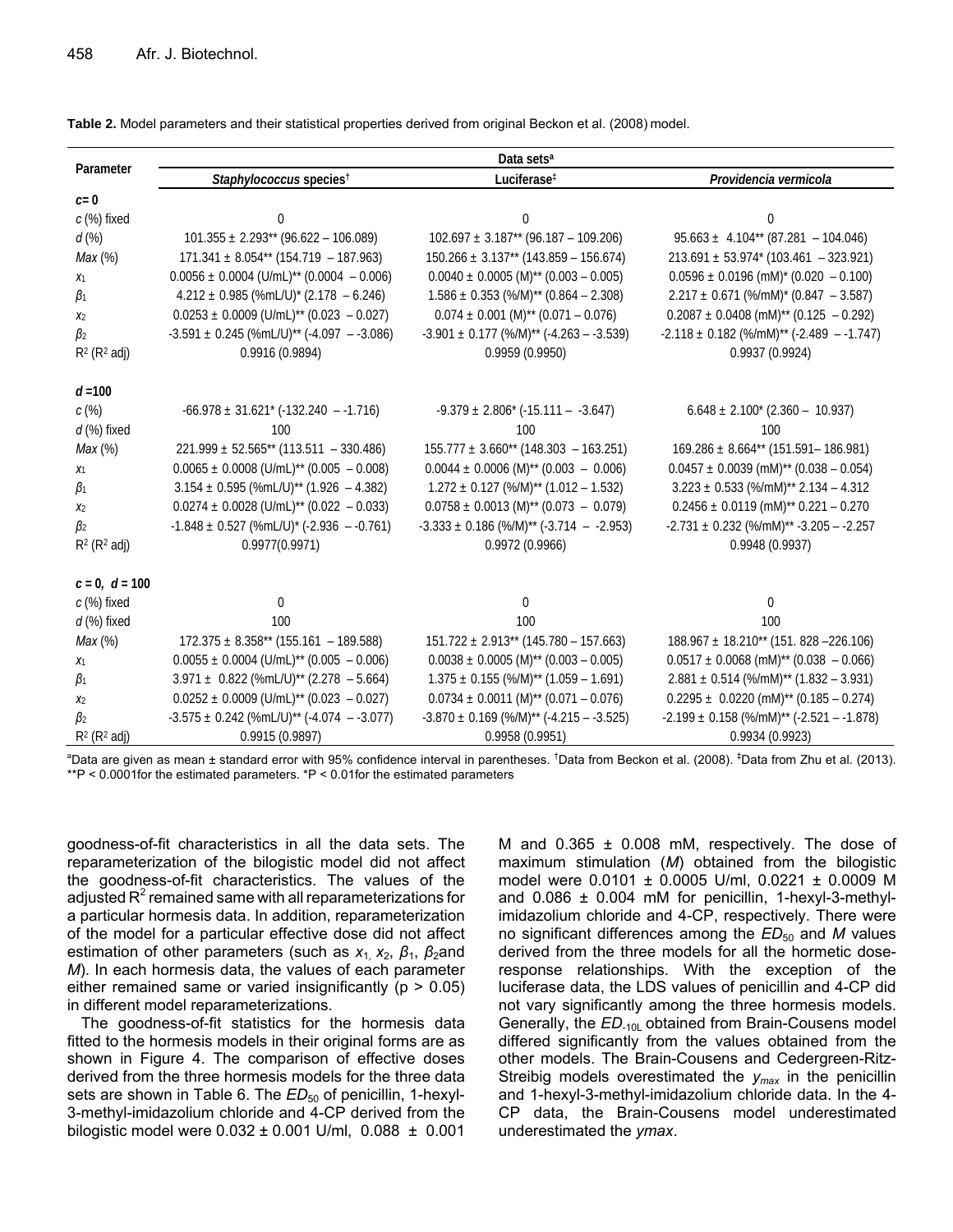**Table 2.** Model parameters and their statistical properties derived from original Beckon et al. (2008) model.

| Parameter | Data sets[a] | | |
|---|---|---|---|
| | *Staphylococcus* species[†] | Luciferase[‡] | *Providencia vermicola* |
| ***c* = 0** | | | |
| *c* (%) fixed | 0 | 0 | 0 |
| *d* (%) | 101.355 ± 2.293** (96.622 – 106.089) | 102.697 ± 3.187** (96.187 – 109.206) | 95.663 ± 4.104** (87.281 – 104.046) |
| *Max* (%) | 171.341 ± 8.054** (154.719 – 187.963) | 150.266 ± 3.137** (143.859 – 156.674) | 213.691 ± 53.974* (103.461 – 323.921) |
| $x_1$ | 0.0056 ± 0.0004 (U/mL)** (0.0004 – 0.006) | 0.0040 ± 0.0005 (M)** (0.003 – 0.005) | 0.0596 ± 0.0196 (mM)* (0.020 – 0.100) |
| $\beta_1$ | 4.212 ± 0.985 (%mL/U)* (2.178 – 6.246) | 1.586 ± 0.353 (%/M)** (0.864 – 2.308) | 2.217 ± 0.671 (%/mM)* (0.847 – 3.587) |
| $x_2$ | 0.0253 ± 0.0009 (U/mL)** (0.023 – 0.027) | 0.074 ± 0.001 (M)** (0.071 – 0.076) | 0.2087 ± 0.0408 (mM)** (0.125 – 0.292) |
| $\beta_2$ | -3.591 ± 0.245 (%mL/U)** (-4.097 – -3.086) | -3.901 ± 0.177 (%/M)** (-4.263 – -3.539) | -2.118 ± 0.182 (%/mM)** (-2.489 – -1.747) |
| $R^2$ ($R^2$ adj) | 0.9916 (0.9894) | 0.9959 (0.9950) | 0.9937 (0.9924) |
| ***d* = 100** | | | |
| *c* (%) | -66.978 ± 31.621* (-132.240 – -1.716) | -9.379 ± 2.806* (-15.111 – -3.647) | 6.648 ± 2.100* (2.360 – 10.937) |
| *d* (%) fixed | 100 | 100 | 100 |
| *Max* (%) | 221.999 ± 52.565** (113.511 – 330.486) | 155.777 ± 3.660** (148.303 – 163.251) | 169.286 ± 8.664** (151.591– 186.981) |
| $x_1$ | 0.0065 ± 0.0008 (U/mL)** (0.005 – 0.008) | 0.0044 ± 0.0006 (M)** (0.003 – 0.006) | 0.0457 ± 0.0039 (mM)** (0.038 – 0.054) |
| $\beta_1$ | 3.154 ± 0.595 (%mL/U)** (1.926 – 4.382) | 1.272 ± 0.127 (%/M)** (1.012 – 1.532) | 3.223 ± 0.533 (%/mM)** 2.134 – 4.312 |
| $x_2$ | 0.0274 ± 0.0028 (U/mL)** (0.022 – 0.033) | 0.0758 ± 0.0013 (M)** (0.073 – 0.079) | 0.2456 ± 0.0119 (mM)** 0.221 – 0.270 |
| $\beta_2$ | -1.848 ± 0.527 (%mL/U)* (-2.936 – -0.761) | -3.333 ± 0.186 (%/M)** (-3.714 – -2.953) | -2.731 ± 0.232 (%/mM)** -3.205 – -2.257 |
| $R^2$ ($R^2$ adj) | 0.9977(0.9971) | 0.9972 (0.9966) | 0.9948 (0.9937) |
| ***c* = 0, *d* = 100** | | | |
| *c* (%) fixed | 0 | 0 | 0 |
| *d* (%) fixed | 100 | 100 | 100 |
| *Max* (%) | 172.375 ± 8.358** (155.161 – 189.588) | 151.722 ± 2.913** (145.780 – 157.663) | 188.967 ± 18.210** (151. 828 –226.106) |
| $x_1$ | 0.0055 ± 0.0004 (U/mL)** (0.005 – 0.006) | 0.0038 ± 0.0005 (M)** (0.003 – 0.005) | 0.0517 ± 0.0068 (mM)** (0.038 – 0.066) |
| $\beta_1$ | 3.971 ± 0.822 (%mL/U)** (2.278 – 5.664) | 1.375 ± 0.155 (%/M)** (1.059 – 1.691) | 2.881 ± 0.514 (%/mM)** (1.832 – 3.931) |
| $x_2$ | 0.0252 ± 0.0009 (U/mL)** (0.023 – 0.027) | 0.0734 ± 0.0011 (M)** (0.071 – 0.076) | 0.2295 ± 0.0220 (mM)** (0.185 – 0.274) |
| $\beta_2$ | -3.575 ± 0.242 (%mL/U)** (-4.074 – -3.077) | -3.870 ± 0.169 (%/M)** (-4.215 – -3.525) | -2.199 ± 0.158 (%/mM)** (-2.521 – -1.878) |
| $R^2$ ($R^2$ adj) | 0.9915 (0.9897) | 0.9958 (0.9951) | 0.9934 (0.9923) |

[a]Data are given as mean ± standard error with 95% confidence interval in parentheses. [†]Data from Beckon et al. (2008). [‡]Data from Zhu et al. (2013). **P < 0.0001for the estimated parameters. *P < 0.01for the estimated parameters

goodness-of-fit characteristics in all the data sets. The reparameterization of the bilogistic model did not affect the goodness-of-fit characteristics. The values of the adjusted $R^2$ remained same with all reparameterizations for a particular hormesis data. In addition, reparameterization of the model for a particular effective dose did not affect estimation of other parameters (such as $x_1$, $x_2$, $\beta_1$, $\beta_2$ and *M*). In each hormesis data, the values of each parameter either remained same or varied insignificantly ($p > 0.05$) in different model reparameterizations.

The goodness-of-fit statistics for the hormesis data fitted to the hormesis models in their original forms are as shown in Figure 4. The comparison of effective doses derived from the three hormesis models for the three data sets are shown in Table 6. The $ED_{50}$ of penicillin, 1-hexyl-3-methyl-imidazolium chloride and 4-CP derived from the bilogistic model were 0.032 ± 0.001 U/ml, 0.088 ± 0.001 M and 0.365 ± 0.008 mM, respectively. The dose of maximum stimulation (*M*) obtained from the bilogistic model were 0.0101 ± 0.0005 U/ml, 0.0221 ± 0.0009 M and 0.086 ± 0.004 mM for penicillin, 1-hexyl-3-methyl-imidazolium chloride and 4-CP, respectively. There were no significant differences among the $ED_{50}$ and *M* values derived from the three models for all the hormetic dose-response relationships. With the exception of the luciferase data, the LDS values of penicillin and 4-CP did not vary significantly among the three hormesis models. Generally, the $ED_{-10L}$ obtained from Brain-Cousens model differed significantly from the values obtained from the other models. The Brain-Cousens and Cedergreen-Ritz-Streibig models overestimated the $y_{max}$ in the penicillin and 1-hexyl-3-methyl-imidazolium chloride data. In the 4-CP data, the Brain-Cousens model underestimated underestimated the *ymax*.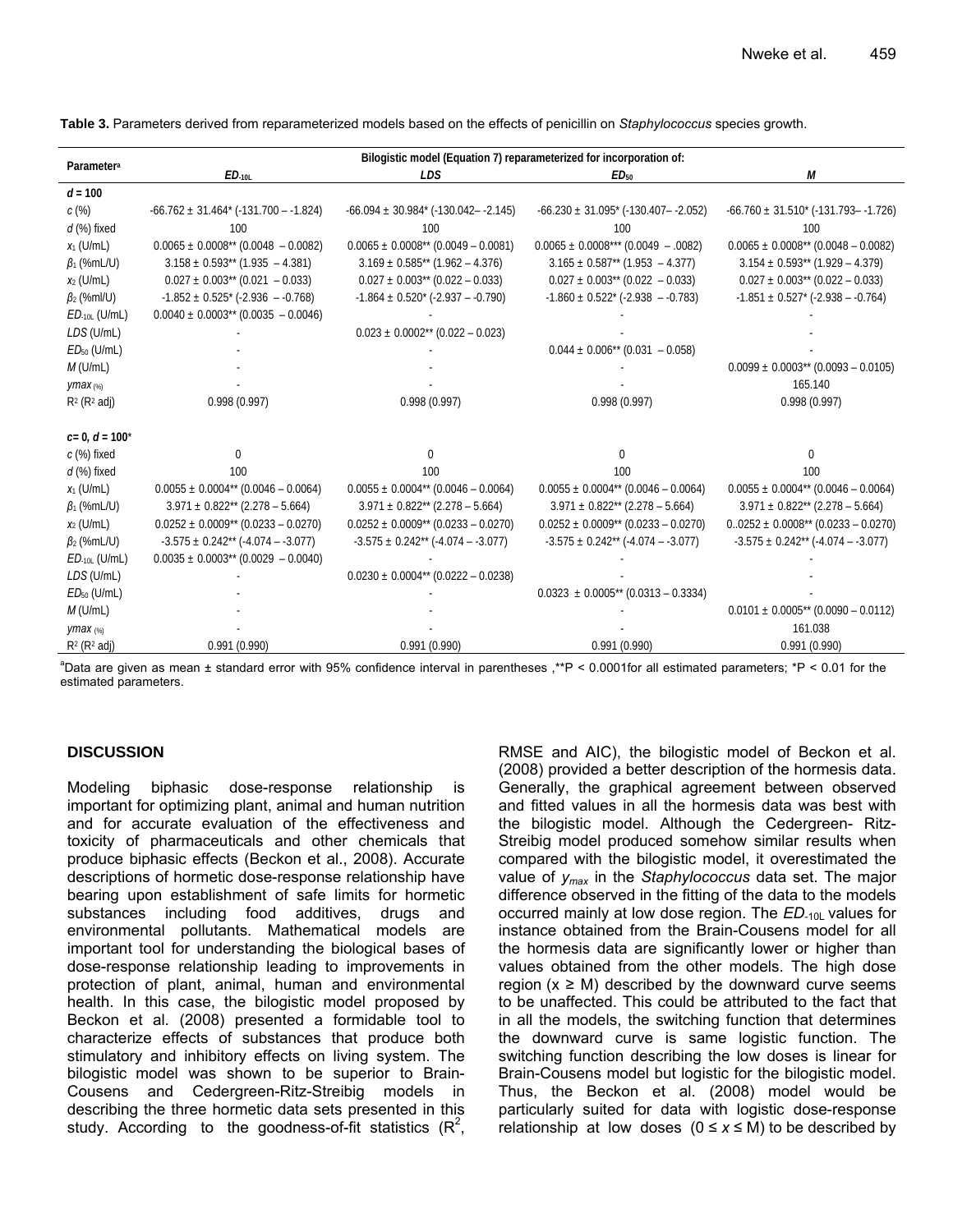**Table 3.** Parameters derived from reparameterized models based on the effects of penicillin on *Staphylococcus* species growth.

| Parameter[a] | Bilogistic model (Equation 7) reparameterized for incorporation of: | | | |
|---|---|---|---|---|
| | $ED_{-10L}$ | *LDS* | $ED_{50}$ | *M* |
| ***d* = 100** | | | | |
| *c* (%) | -66.762 ± 31.464* (-131.700 – -1.824) | -66.094 ± 30.984* (-130.042– -2.145) | -66.230 ± 31.095* (-130.407– -2.052) | -66.760 ± 31.510* (-131.793– -1.726) |
| *d* (%) fixed | 100 | 100 | 100 | 100 |
| $x_1$ (U/mL) | 0.0065 ± 0.0008** (0.0048 – 0.0082) | 0.0065 ± 0.0008** (0.0049 – 0.0081) | 0.0065 ± 0.0008*** (0.0049 – .0082) | 0.0065 ± 0.0008** (0.0048 – 0.0082) |
| $\beta_1$ (%mL/U) | 3.158 ± 0.593** (1.935 – 4.381) | 3.169 ± 0.585** (1.962 – 4.376) | 3.165 ± 0.587** (1.953 – 4.377) | 3.154 ± 0.593** (1.929 – 4.379) |
| $x_2$ (U/mL) | 0.027 ± 0.003** (0.021 – 0.033) | 0.027 ± 0.003** (0.022 – 0.033) | 0.027 ± 0.003** (0.022 – 0.033) | 0.027 ± 0.003** (0.022 – 0.033) |
| $\beta_2$ (%ml/U) | -1.852 ± 0.525* (-2.936 – -0.768) | -1.864 ± 0.520* (-2.937 – -0.790) | -1.860 ± 0.522* (-2.938 – -0.783) | -1.851 ± 0.527* (-2.938 – -0.764) |
| $ED_{-10L}$ (U/mL) | 0.0040 ± 0.0003** (0.0035 – 0.0046) | - | - | - |
| *LDS* (U/mL) | - | 0.023 ± 0.0002** (0.022 – 0.023) | - | - |
| $ED_{50}$ (U/mL) | - | - | 0.044 ± 0.006** (0.031 – 0.058) | - |
| *M* (U/mL) | - | - | - | 0.0099 ± 0.0003** (0.0093 – 0.0105) |
| $ymax_{(\%)}$ | - | - | - | 165.140 |
| $R^2$ ($R^2$ adj) | 0.998 (0.997) | 0.998 (0.997) | 0.998 (0.997) | 0.998 (0.997) |
| ***c*= 0, *d* = 100*** | | | | |
| *c* (%) fixed | 0 | 0 | 0 | 0 |
| *d* (%) fixed | 100 | 100 | 100 | 100 |
| $x_1$ (U/mL) | 0.0055 ± 0.0004** (0.0046 – 0.0064) | 0.0055 ± 0.0004** (0.0046 – 0.0064) | 0.0055 ± 0.0004** (0.0046 – 0.0064) | 0.0055 ± 0.0004** (0.0046 – 0.0064) |
| $\beta_1$ (%mL/U) | 3.971 ± 0.822** (2.278 – 5.664) | 3.971 ± 0.822** (2.278 – 5.664) | 3.971 ± 0.822** (2.278 – 5.664) | 3.971 ± 0.822** (2.278 – 5.664) |
| $x_2$ (U/mL) | 0.0252 ± 0.0009** (0.0233 – 0.0270) | 0.0252 ± 0.0009** (0.0233 – 0.0270) | 0.0252 ± 0.0009** (0.0233 – 0.0270) | 0..0252 ± 0.0008** (0.0233 – 0.0270) |
| $\beta_2$ (%mL/U) | -3.575 ± 0.242** (-4.074 – -3.077) | -3.575 ± 0.242** (-4.074 – -3.077) | -3.575 ± 0.242** (-4.074 – -3.077) | -3.575 ± 0.242** (-4.074 – -3.077) |
| $ED_{-10L}$ (U/mL) | 0.0035 ± 0.0003** (0.0029 – 0.0040) | - | - | - |
| *LDS* (U/mL) | - | 0.0230 ± 0.0004** (0.0222 – 0.0238) | - | - |
| $ED_{50}$ (U/mL) | - | - | 0.0323 ± 0.0005** (0.0313 – 0.3334) | - |
| *M* (U/mL) | - | - | - | 0.0101 ± 0.0005** (0.0090 – 0.0112) |
| $ymax_{(\%)}$ | - | - | - | 161.038 |
| $R^2$ ($R^2$ adj) | 0.991 (0.990) | 0.991 (0.990) | 0.991 (0.990) | 0.991 (0.990) |

[a]Data are given as mean ± standard error with 95% confidence interval in parentheses ,**P < 0.0001for all estimated parameters; *P < 0.01 for the estimated parameters.

## DISCUSSION

Modeling biphasic dose-response relationship is important for optimizing plant, animal and human nutrition and for accurate evaluation of the effectiveness and toxicity of pharmaceuticals and other chemicals that produce biphasic effects (Beckon et al., 2008). Accurate descriptions of hormetic dose-response relationship have bearing upon establishment of safe limits for hormetic substances including food additives, drugs and environmental pollutants. Mathematical models are important tool for understanding the biological bases of dose-response relationship leading to improvements in protection of plant, animal, human and environmental health. In this case, the bilogistic model proposed by Beckon et al. (2008) presented a formidable tool to characterize effects of substances that produce both stimulatory and inhibitory effects on living system. The bilogistic model was shown to be superior to Brain-Cousens and Cedergreen-Ritz-Streibig models in describing the three hormetic data sets presented in this study. According to the goodness-of-fit statistics ($R^2$, RMSE and AIC), the bilogistic model of Beckon et al. (2008) provided a better description of the hormesis data. Generally, the graphical agreement between observed and fitted values in all the hormesis data was best with the bilogistic model. Although the Cedergreen- Ritz-Streibig model produced somehow similar results when compared with the bilogistic model, it overestimated the value of $y_{max}$ in the *Staphylococcus* data set. The major difference observed in the fitting of the data to the models occurred mainly at low dose region. The $ED_{-10L}$ values for instance obtained from the Brain-Cousens model for all the hormesis data are significantly lower or higher than values obtained from the other models. The high dose region ($x \geq M$) described by the downward curve seems to be unaffected. This could be attributed to the fact that in all the models, the switching function that determines the downward curve is same logistic function. The switching function describing the low doses is linear for Brain-Cousens model but logistic for the bilogistic model. Thus, the Beckon et al. (2008) model would be particularly suited for data with logistic dose-response relationship at low doses ($0 \leq x \leq M$) to be described by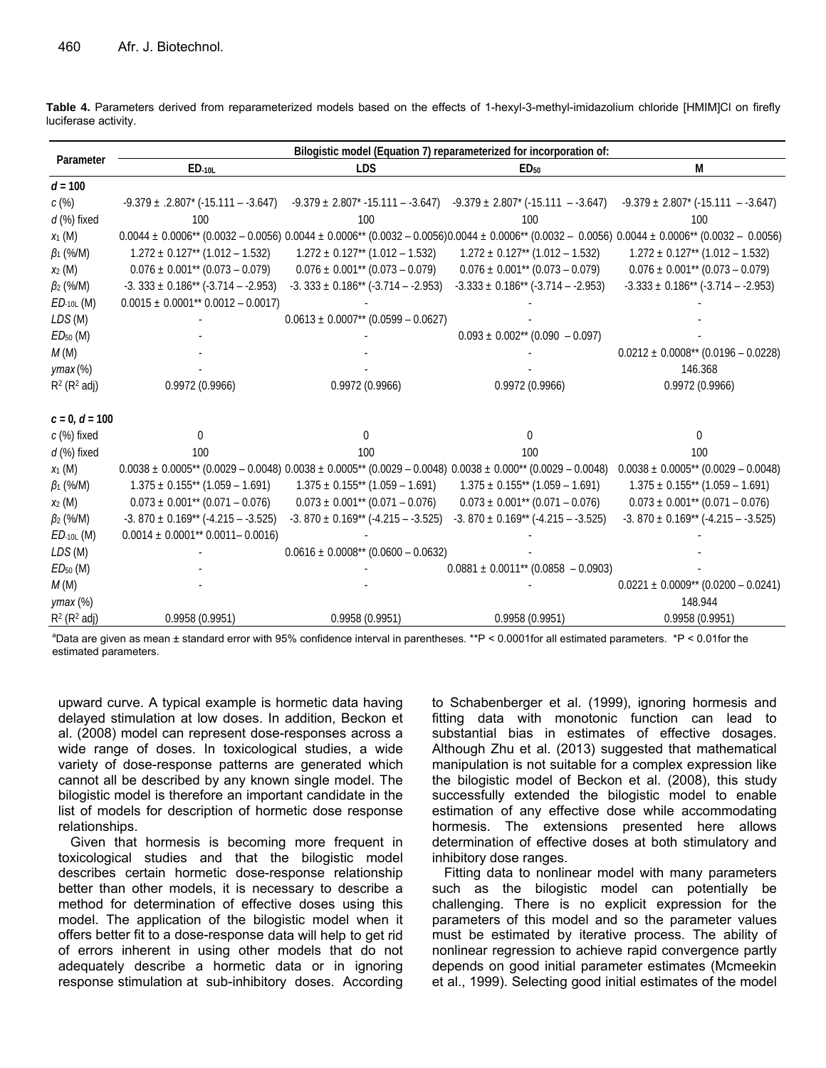**Table 4.** Parameters derived from reparameterized models based on the effects of 1-hexyl-3-methyl-imidazolium chloride [HMIM]Cl on firefly luciferase activity.

| Parameter | Bilogistic model (Equation 7) reparameterized for incorporation of: | | | |
|---|---|---|---|---|
| | $ED_{-10L}$ | LDS | $ED_{50}$ | M |
| ***d* = 100** | | | | |
| *c* (%) | -9.379 ± .2.807* (-15.111 – -3.647) | -9.379 ± 2.807* -15.111 – -3.647) | -9.379 ± 2.807* (-15.111 – -3.647) | -9.379 ± 2.807* (-15.111 – -3.647) |
| *d* (%) fixed | 100 | 100 | 100 | 100 |
| $x_1$ (M) | 0.0044 ± 0.0006** (0.0032 – 0.0056) | 0.0044 ± 0.0006** (0.0032 – 0.0056) | 0.0044 ± 0.0006** (0.0032 – 0.0056) | 0.0044 ± 0.0006** (0.0032 – 0.0056) |
| $\beta_1$ (%/M) | 1.272 ± 0.127** (1.012 – 1.532) | 1.272 ± 0.127** (1.012 – 1.532) | 1.272 ± 0.127** (1.012 – 1.532) | 1.272 ± 0.127** (1.012 – 1.532) |
| $x_2$ (M) | 0.076 ± 0.001** (0.073 – 0.079) | 0.076 ± 0.001** (0.073 – 0.079) | 0.076 ± 0.001** (0.073 – 0.079) | 0.076 ± 0.001** (0.073 – 0.079) |
| $\beta_2$ (%/M) | -3. 333 ± 0.186** (-3.714 – -2.953) | -3. 333 ± 0.186** (-3.714 – -2.953) | -3.333 ± 0.186** (-3.714 – -2.953) | -3.333 ± 0.186** (-3.714 – -2.953) |
| $ED_{-10L}$ (M) | 0.0015 ± 0.0001** 0.0012 – 0.0017) | - | - | - |
| *LDS* (M) | - | 0.0613 ± 0.0007** (0.0599 – 0.0627) | - | - |
| $ED_{50}$ (M) | - | - | 0.093 ± 0.002** (0.090 – 0.097) | - |
| *M* (M) | - | - | - | 0.0212 ± 0.0008** (0.0196 – 0.0228) |
| *ymax* (%) | - | - | - | 146.368 |
| $R^2$ ($R^2$ adj) | 0.9972 (0.9966) | 0.9972 (0.9966) | 0.9972 (0.9966) | 0.9972 (0.9966) |
| ***c* = 0, *d* = 100** | | | | |
| *c* (%) fixed | 0 | 0 | 0 | 0 |
| *d* (%) fixed | 100 | 100 | 100 | 100 |
| $x_1$ (M) | 0.0038 ± 0.0005** (0.0029 – 0.0048) | 0.0038 ± 0.0005** (0.0029 – 0.0048) | 0.0038 ± 0.000** (0.0029 – 0.0048) | 0.0038 ± 0.0005** (0.0029 – 0.0048) |
| $\beta_1$ (%/M) | 1.375 ± 0.155** (1.059 – 1.691) | 1.375 ± 0.155** (1.059 – 1.691) | 1.375 ± 0.155** (1.059 – 1.691) | 1.375 ± 0.155** (1.059 – 1.691) |
| $x_2$ (M) | 0.073 ± 0.001** (0.071 – 0.076) | 0.073 ± 0.001** (0.071 – 0.076) | 0.073 ± 0.001** (0.071 – 0.076) | 0.073 ± 0.001** (0.071 – 0.076) |
| $\beta_2$ (%/M) | -3. 870 ± 0.169** (-4.215 – -3.525) | -3. 870 ± 0.169** (-4.215 – -3.525) | -3. 870 ± 0.169** (-4.215 – -3.525) | -3. 870 ± 0.169** (-4.215 – -3.525) |
| $ED_{-10L}$ (M) | 0.0014 ± 0.0001** 0.0011– 0.0016) | - | - | - |
| *LDS* (M) | - | 0.0616 ± 0.0008** (0.0600 – 0.0632) | - | - |
| $ED_{50}$ (M) | - | - | 0.0881 ± 0.0011** (0.0858 – 0.0903) | - |
| *M* (M) | - | - | - | 0.0221 ± 0.0009** (0.0200 – 0.0241) |
| *ymax* (%) | | | | 148.944 |
| $R^2$ ($R^2$ adj) | 0.9958 (0.9951) | 0.9958 (0.9951) | 0.9958 (0.9951) | 0.9958 (0.9951) |

[a]Data are given as mean ± standard error with 95% confidence interval in parentheses. **P < 0.0001for all estimated parameters. *P < 0.01for the estimated parameters.

upward curve. A typical example is hormetic data having delayed stimulation at low doses. In addition, Beckon et al. (2008) model can represent dose-responses across a wide range of doses. In toxicological studies, a wide variety of dose-response patterns are generated which cannot all be described by any known single model. The bilogistic model is therefore an important candidate in the list of models for description of hormetic dose response relationships.

Given that hormesis is becoming more frequent in toxicological studies and that the bilogistic model describes certain hormetic dose-response relationship better than other models, it is necessary to describe a method for determination of effective doses using this model. The application of the bilogistic model when it offers better fit to a dose-response data will help to get rid of errors inherent in using other models that do not adequately describe a hormetic data or in ignoring response stimulation at sub-inhibitory doses. According to Schabenberger et al. (1999), ignoring hormesis and fitting data with monotonic function can lead to substantial bias in estimates of effective dosages. Although Zhu et al. (2013) suggested that mathematical manipulation is not suitable for a complex expression like the bilogistic model of Beckon et al. (2008), this study successfully extended the bilogistic model to enable estimation of any effective dose while accommodating hormesis. The extensions presented here allows determination of effective doses at both stimulatory and inhibitory dose ranges.

Fitting data to nonlinear model with many parameters such as the bilogistic model can potentially be challenging. There is no explicit expression for the parameters of this model and so the parameter values must be estimated by iterative process. The ability of nonlinear regression to achieve rapid convergence partly depends on good initial parameter estimates (Mcmeekin et al., 1999). Selecting good initial estimates of the model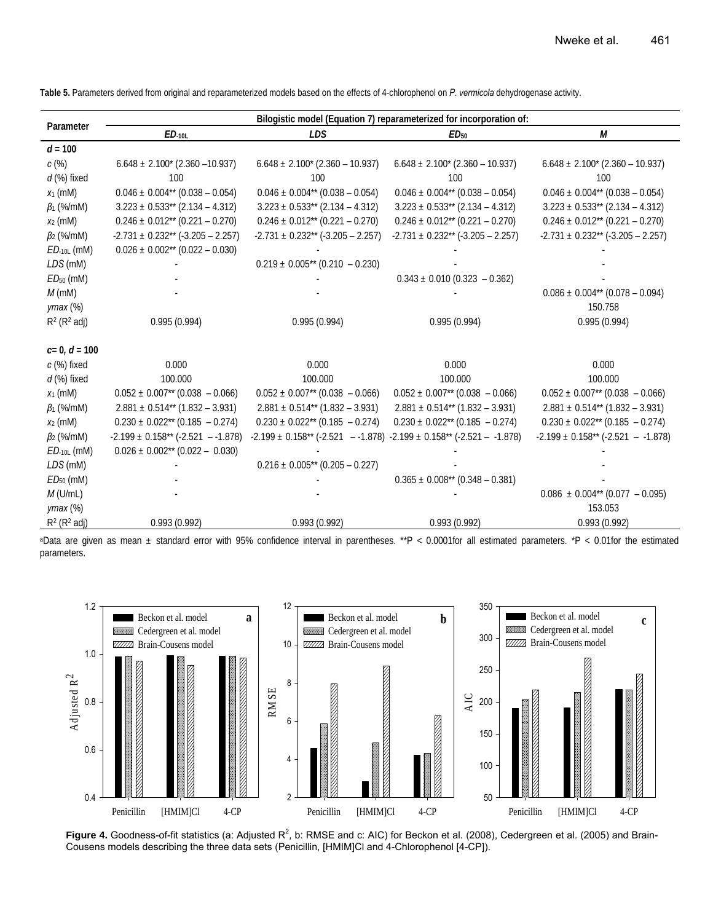**Table 5.** Parameters derived from original and reparameterized models based on the effects of 4-chlorophenol on *P. vermicola* dehydrogenase activity.

| Parameter | Bilogistic model (Equation 7) reparameterized for incorporation of: | | | |
|---|---|---|---|---|
| | $ED_{-10L}$ | *LDS* | $ED_{50}$ | *M* |
| ***d* = 100** | | | | |
| *c* (%) | 6.648 ± 2.100* (2.360 –10.937) | 6.648 ± 2.100* (2.360 – 10.937) | 6.648 ± 2.100* (2.360 – 10.937) | 6.648 ± 2.100* (2.360 – 10.937) |
| *d* (%) fixed | 100 | 100 | 100 | 100 |
| $x_1$ (mM) | 0.046 ± 0.004** (0.038 – 0.054) | 0.046 ± 0.004** (0.038 – 0.054) | 0.046 ± 0.004** (0.038 – 0.054) | 0.046 ± 0.004** (0.038 – 0.054) |
| $\beta_1$ (%/mM) | 3.223 ± 0.533** (2.134 – 4.312) | 3.223 ± 0.533** (2.134 – 4.312) | 3.223 ± 0.533** (2.134 – 4.312) | 3.223 ± 0.533** (2.134 – 4.312) |
| $x_2$ (mM) | 0.246 ± 0.012** (0.221 – 0.270) | 0.246 ± 0.012** (0.221 – 0.270) | 0.246 ± 0.012** (0.221 – 0.270) | 0.246 ± 0.012** (0.221 – 0.270) |
| $\beta_2$ (%/mM) | -2.731 ± 0.232** (-3.205 – 2.257) | -2.731 ± 0.232** (-3.205 – 2.257) | -2.731 ± 0.232** (-3.205 – 2.257) | -2.731 ± 0.232** (-3.205 – 2.257) |
| $ED_{-10L}$ (mM) | 0.026 ± 0.002** (0.022 – 0.030) | - | - | - |
| *LDS* (mM) | - | 0.219 ± 0.005** (0.210 – 0.230) | - | - |
| $ED_{50}$ (mM) | - | - | 0.343 ± 0.010 (0.323 – 0.362) | - |
| *M* (mM) | - | - | - | 0.086 ± 0.004** (0.078 – 0.094) |
| *ymax* (%) | | | | 150.758 |
| $R^2$ ($R^2$ adj) | 0.995 (0.994) | 0.995 (0.994) | 0.995 (0.994) | 0.995 (0.994) |
| ***c*= 0, *d* = 100** | | | | |
| *c* (%) fixed | 0.000 | 0.000 | 0.000 | 0.000 |
| *d* (%) fixed | 100.000 | 100.000 | 100.000 | 100.000 |
| $x_1$ (mM) | 0.052 ± 0.007** (0.038 – 0.066) | 0.052 ± 0.007** (0.038 – 0.066) | 0.052 ± 0.007** (0.038 – 0.066) | 0.052 ± 0.007** (0.038 – 0.066) |
| $\beta_1$ (%/mM) | 2.881 ± 0.514** (1.832 – 3.931) | 2.881 ± 0.514** (1.832 – 3.931) | 2.881 ± 0.514** (1.832 – 3.931) | 2.881 ± 0.514** (1.832 – 3.931) |
| $x_2$ (mM) | 0.230 ± 0.022** (0.185 – 0.274) | 0.230 ± 0.022** (0.185 – 0.274) | 0.230 ± 0.022** (0.185 – 0.274) | 0.230 ± 0.022** (0.185 – 0.274) |
| $\beta_2$ (%/mM) | -2.199 ± 0.158** (-2.521 – -1.878) | -2.199 ± 0.158** (-2.521 – -1.878) | -2.199 ± 0.158** (-2.521 – -1.878) | -2.199 ± 0.158** (-2.521 – -1.878) |
| $ED_{-10L}$ (mM) | 0.026 ± 0.002** (0.022 – 0.030) | - | - | - |
| *LDS* (mM) | - | 0.216 ± 0.005** (0.205 – 0.227) | - | - |
| $ED_{50}$ (mM) | - | - | 0.365 ± 0.008** (0.348 – 0.381) | - |
| *M* (U/mL) | - | - | - | 0.086 ± 0.004** (0.077 – 0.095) |
| *ymax* (%) | | | | 153.053 |
| $R^2$ ($R^2$ adj) | 0.993 (0.992) | 0.993 (0.992) | 0.993 (0.992) | 0.993 (0.992) |

[a]Data are given as mean ± standard error with 95% confidence interval in parentheses. **P < 0.0001for all estimated parameters. *P < 0.01for the estimated parameters.

**Figure 4.** Goodness-of-fit statistics (a: Adjusted $R^2$, b: RMSE and c: AIC) for Beckon et al. (2008), Cedergreen et al. (2005) and Brain-Cousens models describing the three data sets (Penicillin, [HMIM]Cl and 4-Chlorophenol [4-CP]).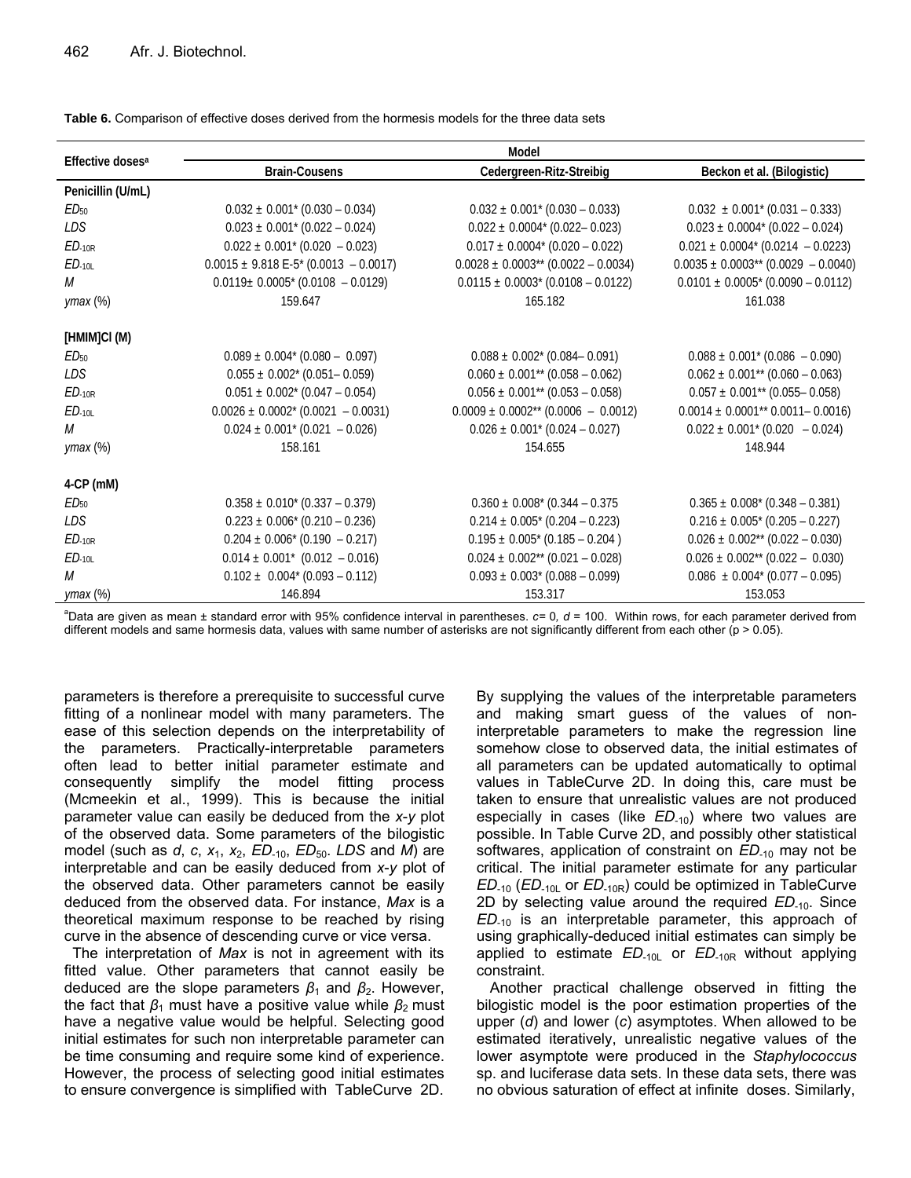**Table 6.** Comparison of effective doses derived from the hormesis models for the three data sets

| Effective doses[a] | Model | | |
|---|---|---|---|
| | Brain-Cousens | Cedergreen-Ritz-Streibig | Beckon et al. (Bilogistic) |
| **Penicillin (U/mL)** | | | |
| $ED_{50}$ | 0.032 ± 0.001* (0.030 – 0.034) | 0.032 ± 0.001* (0.030 – 0.033) | 0.032 ± 0.001* (0.031 – 0.333) |
| *LDS* | 0.023 ± 0.001* (0.022 – 0.024) | 0.022 ± 0.0004* (0.022– 0.023) | 0.023 ± 0.0004* (0.022 – 0.024) |
| $ED_{-10R}$ | 0.022 ± 0.001* (0.020 – 0.023) | 0.017 ± 0.0004* (0.020 – 0.022) | 0.021 ± 0.0004* (0.0214 – 0.0223) |
| $ED_{-10L}$ | 0.0015 ± 9.818 E-5* (0.0013 – 0.0017) | 0.0028 ± 0.0003** (0.0022 – 0.0034) | 0.0035 ± 0.0003** (0.0029 – 0.0040) |
| *M* | 0.0119± 0.0005* (0.0108 – 0.0129) | 0.0115 ± 0.0003* (0.0108 – 0.0122) | 0.0101 ± 0.0005* (0.0090 – 0.0112) |
| *ymax* (%) | 159.647 | 165.182 | 161.038 |
| **[HMIM]Cl (M)** | | | |
| $ED_{50}$ | 0.089 ± 0.004* (0.080 – 0.097) | 0.088 ± 0.002* (0.084– 0.091) | 0.088 ± 0.001* (0.086 – 0.090) |
| *LDS* | 0.055 ± 0.002* (0.051– 0.059) | 0.060 ± 0.001** (0.058 – 0.062) | 0.062 ± 0.001** (0.060 – 0.063) |
| $ED_{-10R}$ | 0.051 ± 0.002* (0.047 – 0.054) | 0.056 ± 0.001** (0.053 – 0.058) | 0.057 ± 0.001** (0.055– 0.058) |
| $ED_{-10L}$ | 0.0026 ± 0.0002* (0.0021 – 0.0031) | 0.0009 ± 0.0002** (0.0006 – 0.0012) | 0.0014 ± 0.0001** 0.0011– 0.0016) |
| *M* | 0.024 ± 0.001* (0.021 – 0.026) | 0.026 ± 0.001* (0.024 – 0.027) | 0.022 ± 0.001* (0.020 – 0.024) |
| *ymax* (%) | 158.161 | 154.655 | 148.944 |
| **4-CP (mM)** | | | |
| $ED_{50}$ | 0.358 ± 0.010* (0.337 – 0.379) | 0.360 ± 0.008* (0.344 – 0.375 | 0.365 ± 0.008* (0.348 – 0.381) |
| *LDS* | 0.223 ± 0.006* (0.210 – 0.236) | 0.214 ± 0.005* (0.204 – 0.223) | 0.216 ± 0.005* (0.205 – 0.227) |
| $ED_{-10R}$ | 0.204 ± 0.006* (0.190 – 0.217) | 0.195 ± 0.005* (0.185 – 0.204 ) | 0.026 ± 0.002** (0.022 – 0.030) |
| $ED_{-10L}$ | 0.014 ± 0.001* (0.012 – 0.016) | 0.024 ± 0.002** (0.021 – 0.028) | 0.026 ± 0.002** (0.022 – 0.030) |
| *M* | 0.102 ± 0.004* (0.093 – 0.112) | 0.093 ± 0.003* (0.088 – 0.099) | 0.086 ± 0.004* (0.077 – 0.095) |
| *ymax* (%) | 146.894 | 153.317 | 153.053 |

[a]Data are given as mean ± standard error with 95% confidence interval in parentheses. $c$= 0, $d$ = 100. Within rows, for each parameter derived from different models and same hormesis data, values with same number of asterisks are not significantly different from each other (p > 0.05).

parameters is therefore a prerequisite to successful curve fitting of a nonlinear model with many parameters. The ease of this selection depends on the interpretability of the parameters. Practically-interpretable parameters often lead to better initial parameter estimate and consequently simplify the model fitting process (Mcmeekin et al., 1999). This is because the initial parameter value can easily be deduced from the *x-y* plot of the observed data. Some parameters of the bilogistic model (such as $d$, $c$, $x_1$, $x_2$, $ED_{-10}$, $ED_{50}$. *LDS* and *M*) are interpretable and can be easily deduced from *x-y* plot of the observed data. Other parameters cannot be easily deduced from the observed data. For instance, *Max* is a theoretical maximum response to be reached by rising curve in the absence of descending curve or vice versa.

The interpretation of *Max* is not in agreement with its fitted value. Other parameters that cannot easily be deduced are the slope parameters $\beta_1$ and $\beta_2$. However, the fact that $\beta_1$ must have a positive value while $\beta_2$ must have a negative value would be helpful. Selecting good initial estimates for such non interpretable parameter can be time consuming and require some kind of experience. However, the process of selecting good initial estimates to ensure convergence is simplified with TableCurve 2D. By supplying the values of the interpretable parameters and making smart guess of the values of non-interpretable parameters to make the regression line somehow close to observed data, the initial estimates of all parameters can be updated automatically to optimal values in TableCurve 2D. In doing this, care must be taken to ensure that unrealistic values are not produced especially in cases (like $ED_{-10}$) where two values are possible. In Table Curve 2D, and possibly other statistical softwares, application of constraint on $ED_{-10}$ may not be critical. The initial parameter estimate for any particular $ED_{-10}$ ($ED_{-10L}$ or $ED_{-10R}$) could be optimized in TableCurve 2D by selecting value around the required $ED_{-10}$. Since $ED_{-10}$ is an interpretable parameter, this approach of using graphically-deduced initial estimates can simply be applied to estimate $ED_{-10L}$ or $ED_{-10R}$ without applying constraint.

Another practical challenge observed in fitting the bilogistic model is the poor estimation properties of the upper ($d$) and lower ($c$) asymptotes. When allowed to be estimated iteratively, unrealistic negative values of the lower asymptote were produced in the *Staphylococcus* sp. and luciferase data sets. In these data sets, there was no obvious saturation of effect at infinite doses. Similarly,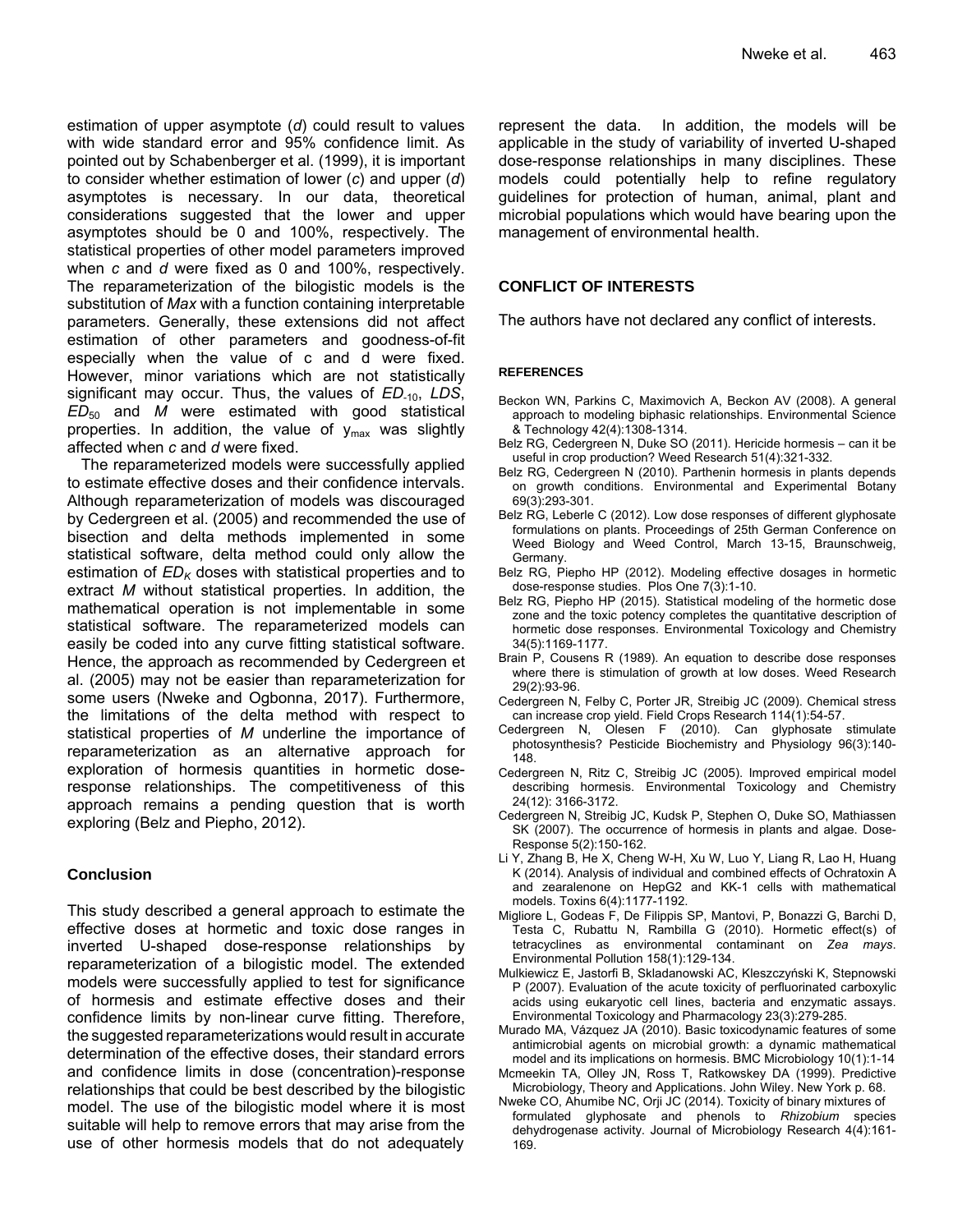estimation of upper asymptote (*d*) could result to values with wide standard error and 95% confidence limit. As pointed out by Schabenberger et al. (1999), it is important to consider whether estimation of lower (*c*) and upper (*d*) asymptotes is necessary. In our data, theoretical considerations suggested that the lower and upper asymptotes should be 0 and 100%, respectively. The statistical properties of other model parameters improved when *c* and *d* were fixed as 0 and 100%, respectively. The reparameterization of the bilogistic models is the substitution of *Max* with a function containing interpretable parameters. Generally, these extensions did not affect estimation of other parameters and goodness-of-fit especially when the value of c and d were fixed. However, minor variations which are not statistically significant may occur. Thus, the values of $ED_{-10}$, *LDS*, $ED_{50}$ and *M* were estimated with good statistical properties. In addition, the value of $y_{max}$ was slightly affected when *c* and *d* were fixed.

The reparameterized models were successfully applied to estimate effective doses and their confidence intervals. Although reparameterization of models was discouraged by Cedergreen et al. (2005) and recommended the use of bisection and delta methods implemented in some statistical software, delta method could only allow the estimation of $ED_K$ doses with statistical properties and to extract *M* without statistical properties. In addition, the mathematical operation is not implementable in some statistical software. The reparameterized models can easily be coded into any curve fitting statistical software. Hence, the approach as recommended by Cedergreen et al. (2005) may not be easier than reparameterization for some users (Nweke and Ogbonna, 2017). Furthermore, the limitations of the delta method with respect to statistical properties of *M* underline the importance of reparameterization as an alternative approach for exploration of hormesis quantities in hormetic dose-response relationships. The competitiveness of this approach remains a pending question that is worth exploring (Belz and Piepho, 2012).

## Conclusion

This study described a general approach to estimate the effective doses at hormetic and toxic dose ranges in inverted U-shaped dose-response relationships by reparameterization of a bilogistic model. The extended models were successfully applied to test for significance of hormesis and estimate effective doses and their confidence limits by non-linear curve fitting. Therefore, the suggested reparameterizations would result in accurate determination of the effective doses, their standard errors and confidence limits in dose (concentration)-response relationships that could be best described by the bilogistic model. The use of the bilogistic model where it is most suitable will help to remove errors that may arise from the use of other hormesis models that do not adequately represent the data. In addition, the models will be applicable in the study of variability of inverted U-shaped dose-response relationships in many disciplines. These models could potentially help to refine regulatory guidelines for protection of human, animal, plant and microbial populations which would have bearing upon the management of environmental health.

## CONFLICT OF INTERESTS

The authors have not declared any conflict of interests.

## REFERENCES

Beckon WN, Parkins C, Maximovich A, Beckon AV (2008). A general approach to modeling biphasic relationships. Environmental Science & Technology 42(4):1308-1314.

Belz RG, Cedergreen N, Duke SO (2011). Hericide hormesis – can it be useful in crop production? Weed Research 51(4):321-332.

Belz RG, Cedergreen N (2010). Parthenin hormesis in plants depends on growth conditions. Environmental and Experimental Botany 69(3):293-301.

Belz RG, Leberle C (2012). Low dose responses of different glyphosate formulations on plants. Proceedings of 25th German Conference on Weed Biology and Weed Control, March 13-15, Braunschweig, Germany.

Belz RG, Piepho HP (2012). Modeling effective dosages in hormetic dose-response studies. Plos One 7(3):1-10.

Belz RG, Piepho HP (2015). Statistical modeling of the hormetic dose zone and the toxic potency completes the quantitative description of hormetic dose responses. Environmental Toxicology and Chemistry 34(5):1169-1177.

Brain P, Cousens R (1989). An equation to describe dose responses where there is stimulation of growth at low doses. Weed Research 29(2):93-96.

Cedergreen N, Felby C, Porter JR, Streibig JC (2009). Chemical stress can increase crop yield. Field Crops Research 114(1):54-57.

Cedergreen N, Olesen F (2010). Can glyphosate stimulate photosynthesis? Pesticide Biochemistry and Physiology 96(3):140-148.

Cedergreen N, Ritz C, Streibig JC (2005). Improved empirical model describing hormesis. Environmental Toxicology and Chemistry 24(12): 3166-3172.

Cedergreen N, Streibig JC, Kudsk P, Stephen O, Duke SO, Mathiassen SK (2007). The occurrence of hormesis in plants and algae. Dose-Response 5(2):150-162.

Li Y, Zhang B, He X, Cheng W-H, Xu W, Luo Y, Liang R, Lao H, Huang K (2014). Analysis of individual and combined effects of Ochratoxin A and zearalenone on HepG2 and KK-1 cells with mathematical models. Toxins 6(4):1177-1192.

Migliore L, Godeas F, De Filippis SP, Mantovi, P, Bonazzi G, Barchi D, Testa C, Rubattu N, Rambilla G (2010). Hormetic effect(s) of tetracyclines as environmental contaminant on *Zea mays*. Environmental Pollution 158(1):129-134.

Mulkiewicz E, Jastorfi B, Skladanowski AC, Kleszczyński K, Stepnowski P (2007). Evaluation of the acute toxicity of perfluorinated carboxylic acids using eukaryotic cell lines, bacteria and enzymatic assays. Environmental Toxicology and Pharmacology 23(3):279-285.

Murado MA, Vázquez JA (2010). Basic toxicodynamic features of some antimicrobial agents on microbial growth: a dynamic mathematical model and its implications on hormesis. BMC Microbiology 10(1):1-14

Mcmeekin TA, Olley JN, Ross T, Ratkowskey DA (1999). Predictive Microbiology, Theory and Applications. John Wiley. New York p. 68.

Nweke CO, Ahumibe NC, Orji JC (2014). Toxicity of binary mixtures of formulated glyphosate and phenols to *Rhizobium* species dehydrogenase activity. Journal of Microbiology Research 4(4):161-169.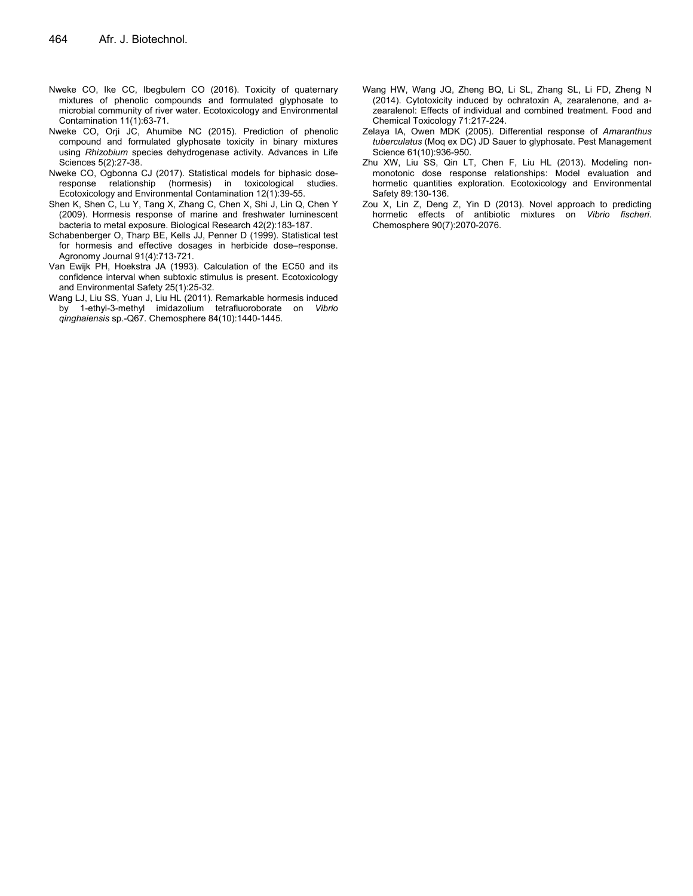Nweke CO, Ike CC, Ibegbulem CO (2016). Toxicity of quaternary mixtures of phenolic compounds and formulated glyphosate to microbial community of river water. Ecotoxicology and Environmental Contamination 11(1):63-71.

Nweke CO, Orji JC, Ahumibe NC (2015). Prediction of phenolic compound and formulated glyphosate toxicity in binary mixtures using *Rhizobium* species dehydrogenase activity. Advances in Life Sciences 5(2):27-38.

Nweke CO, Ogbonna CJ (2017). Statistical models for biphasic dose-response relationship (hormesis) in toxicological studies. Ecotoxicology and Environmental Contamination 12(1):39-55.

Shen K, Shen C, Lu Y, Tang X, Zhang C, Chen X, Shi J, Lin Q, Chen Y (2009). Hormesis response of marine and freshwater luminescent bacteria to metal exposure. Biological Research 42(2):183-187.

Schabenberger O, Tharp BE, Kells JJ, Penner D (1999). Statistical test for hormesis and effective dosages in herbicide dose–response. Agronomy Journal 91(4):713-721.

Van Ewijk PH, Hoekstra JA (1993). Calculation of the EC50 and its confidence interval when subtoxic stimulus is present. Ecotoxicology and Environmental Safety 25(1):25-32.

Wang LJ, Liu SS, Yuan J, Liu HL (2011). Remarkable hormesis induced by 1-ethyl-3-methyl imidazolium tetrafluoroborate on *Vibrio qinghaiensis* sp.-Q67. Chemosphere 84(10):1440-1445.

Wang HW, Wang JQ, Zheng BQ, Li SL, Zhang SL, Li FD, Zheng N (2014). Cytotoxicity induced by ochratoxin A, zearalenone, and a-zearalenol: Effects of individual and combined treatment. Food and Chemical Toxicology 71:217-224.

Zelaya IA, Owen MDK (2005). Differential response of *Amaranthus tuberculatus* (Moq ex DC) JD Sauer to glyphosate. Pest Management Science 61(10):936-950.

Zhu XW, Liu SS, Qin LT, Chen F, Liu HL (2013). Modeling non-monotonic dose response relationships: Model evaluation and hormetic quantities exploration. Ecotoxicology and Environmental Safety 89:130-136.

Zou X, Lin Z, Deng Z, Yin D (2013). Novel approach to predicting hormetic effects of antibiotic mixtures on *Vibrio fischeri*. Chemosphere 90(7):2070-2076.